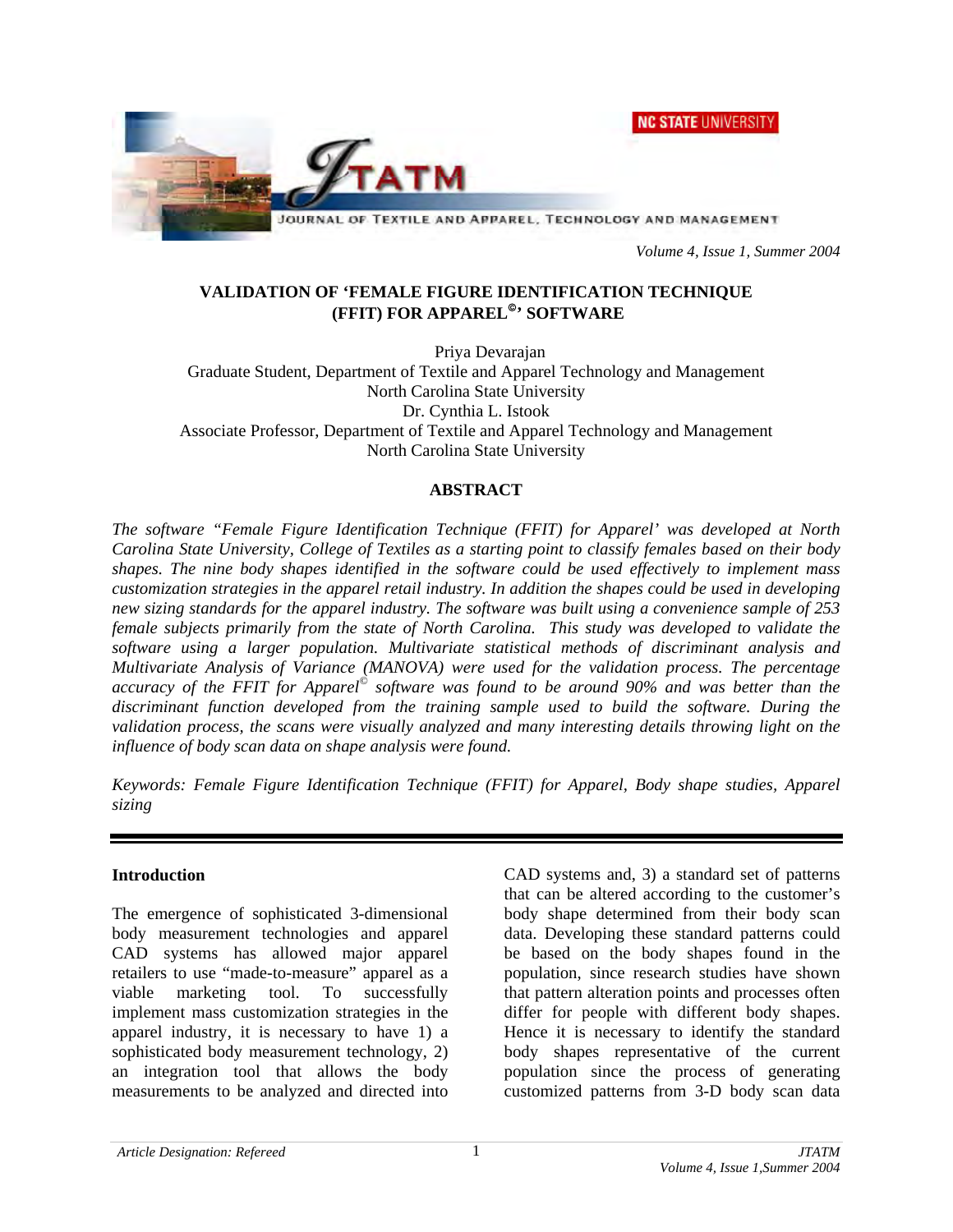# VALIDATION OF 'FEMALE FIGURE IDENTIFICATION TECHNIQUE (FFIT) FOR APPAREL©' SOFTWARE

Priya Devarajan
Graduate Student, Department of Textile and Apparel Technology and Management
North Carolina State University
Dr. Cynthia L. Istook
Associate Professor, Department of Textile and Apparel Technology and Management
North Carolina State University

## ABSTRACT

*The software "Female Figure Identification Technique (FFIT) for Apparel' was developed at North Carolina State University, College of Textiles as a starting point to classify females based on their body shapes. The nine body shapes identified in the software could be used effectively to implement mass customization strategies in the apparel retail industry. In addition the shapes could be used in developing new sizing standards for the apparel industry. The software was built using a convenience sample of 253 female subjects primarily from the state of North Carolina. This study was developed to validate the software using a larger population. Multivariate statistical methods of discriminant analysis and Multivariate Analysis of Variance (MANOVA) were used for the validation process. The percentage accuracy of the FFIT for Apparel© software was found to be around 90% and was better than the discriminant function developed from the training sample used to build the software. During the validation process, the scans were visually analyzed and many interesting details throwing light on the influence of body scan data on shape analysis were found.*

*Keywords: Female Figure Identification Technique (FFIT) for Apparel, Body shape studies, Apparel sizing*

## Introduction

The emergence of sophisticated 3-dimensional body measurement technologies and apparel CAD systems has allowed major apparel retailers to use "made-to-measure" apparel as a viable marketing tool. To successfully implement mass customization strategies in the apparel industry, it is necessary to have 1) a sophisticated body measurement technology, 2) an integration tool that allows the body measurements to be analyzed and directed into CAD systems and, 3) a standard set of patterns that can be altered according to the customer's body shape determined from their body scan data. Developing these standard patterns could be based on the body shapes found in the population, since research studies have shown that pattern alteration points and processes often differ for people with different body shapes. Hence it is necessary to identify the standard body shapes representative of the current population since the process of generating customized patterns from 3-D body scan data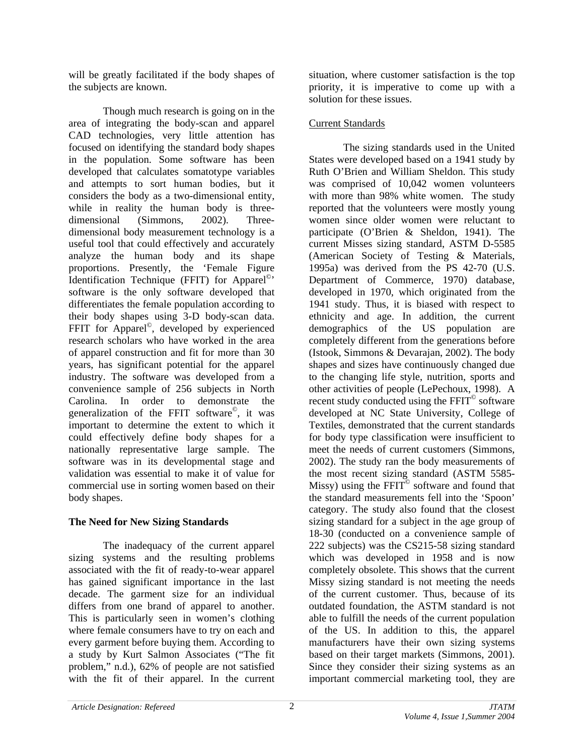will be greatly facilitated if the body shapes of the subjects are known.

Though much research is going on in the area of integrating the body-scan and apparel CAD technologies, very little attention has focused on identifying the standard body shapes in the population. Some software has been developed that calculates somatotype variables and attempts to sort human bodies, but it considers the body as a two-dimensional entity, while in reality the human body is three-dimensional (Simmons, 2002). Three-dimensional body measurement technology is a useful tool that could effectively and accurately analyze the human body and its shape proportions. Presently, the 'Female Figure Identification Technique (FFIT) for Apparel©' software is the only software developed that differentiates the female population according to their body shapes using 3-D body-scan data. FFIT for Apparel©, developed by experienced research scholars who have worked in the area of apparel construction and fit for more than 30 years, has significant potential for the apparel industry. The software was developed from a convenience sample of 256 subjects in North Carolina. In order to demonstrate the generalization of the FFIT software©, it was important to determine the extent to which it could effectively define body shapes for a nationally representative large sample. The software was in its developmental stage and validation was essential to make it of value for commercial use in sorting women based on their body shapes.

**The Need for New Sizing Standards**

The inadequacy of the current apparel sizing systems and the resulting problems associated with the fit of ready-to-wear apparel has gained significant importance in the last decade. The garment size for an individual differs from one brand of apparel to another. This is particularly seen in women's clothing where female consumers have to try on each and every garment before buying them. According to a study by Kurt Salmon Associates ("The fit problem," n.d.), 62% of people are not satisfied with the fit of their apparel. In the current situation, where customer satisfaction is the top priority, it is imperative to come up with a solution for these issues.

Current Standards

The sizing standards used in the United States were developed based on a 1941 study by Ruth O'Brien and William Sheldon. This study was comprised of 10,042 women volunteers with more than 98% white women. The study reported that the volunteers were mostly young women since older women were reluctant to participate (O'Brien & Sheldon, 1941). The current Misses sizing standard, ASTM D-5585 (American Society of Testing & Materials, 1995a) was derived from the PS 42-70 (U.S. Department of Commerce, 1970) database, developed in 1970, which originated from the 1941 study. Thus, it is biased with respect to ethnicity and age. In addition, the current demographics of the US population are completely different from the generations before (Istook, Simmons & Devarajan, 2002). The body shapes and sizes have continuously changed due to the changing life style, nutrition, sports and other activities of people (LePechoux, 1998). A recent study conducted using the FFIT© software developed at NC State University, College of Textiles, demonstrated that the current standards for body type classification were insufficient to meet the needs of current customers (Simmons, 2002). The study ran the body measurements of the most recent sizing standard (ASTM 5585-Missy) using the FFIT© software and found that the standard measurements fell into the 'Spoon' category. The study also found that the closest sizing standard for a subject in the age group of 18-30 (conducted on a convenience sample of 222 subjects) was the CS215-58 sizing standard which was developed in 1958 and is now completely obsolete. This shows that the current Missy sizing standard is not meeting the needs of the current customer. Thus, because of its outdated foundation, the ASTM standard is not able to fulfill the needs of the current population of the US. In addition to this, the apparel manufacturers have their own sizing systems based on their target markets (Simmons, 2001). Since they consider their sizing systems as an important commercial marketing tool, they are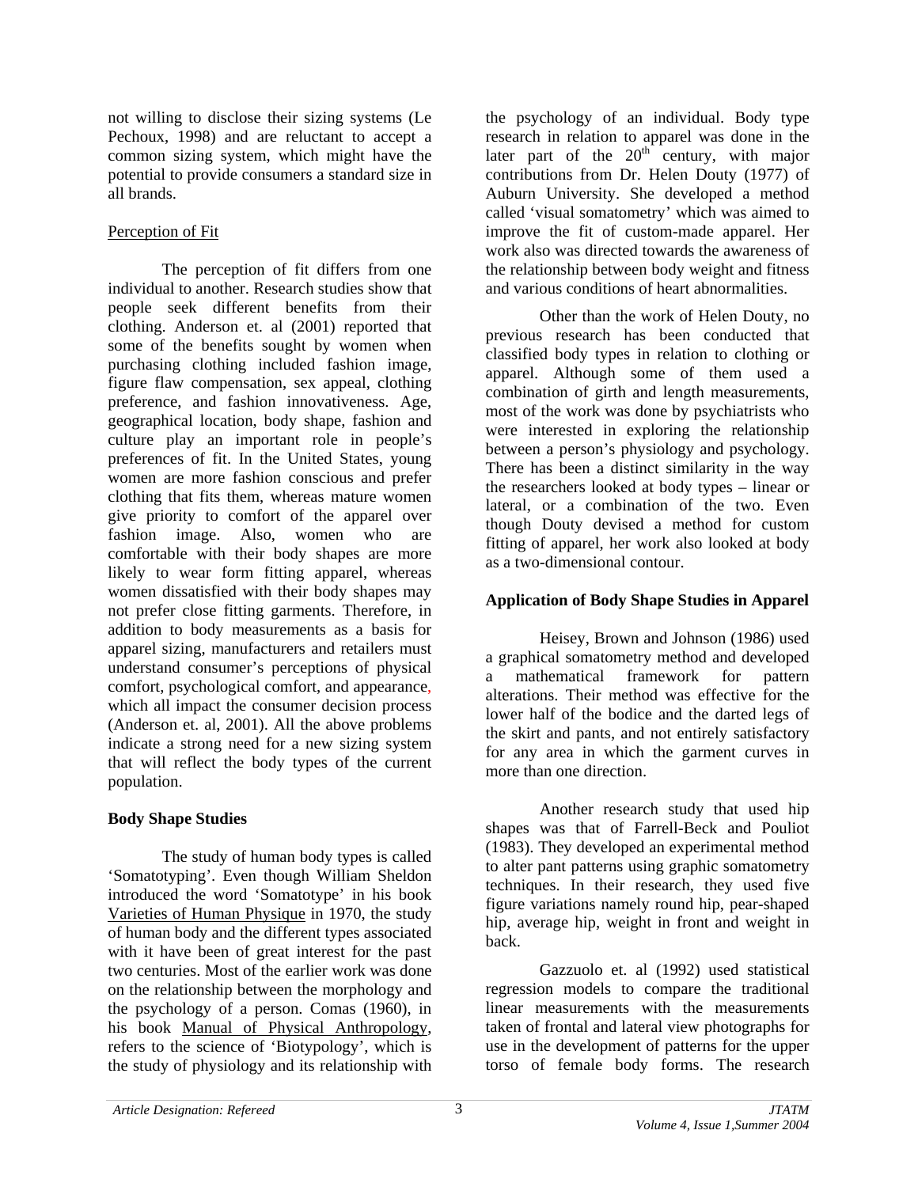not willing to disclose their sizing systems (Le Pechoux, 1998) and are reluctant to accept a common sizing system, which might have the potential to provide consumers a standard size in all brands.

Perception of Fit

The perception of fit differs from one individual to another. Research studies show that people seek different benefits from their clothing. Anderson et. al (2001) reported that some of the benefits sought by women when purchasing clothing included fashion image, figure flaw compensation, sex appeal, clothing preference, and fashion innovativeness. Age, geographical location, body shape, fashion and culture play an important role in people's preferences of fit. In the United States, young women are more fashion conscious and prefer clothing that fits them, whereas mature women give priority to comfort of the apparel over fashion image. Also, women who are comfortable with their body shapes are more likely to wear form fitting apparel, whereas women dissatisfied with their body shapes may not prefer close fitting garments. Therefore, in addition to body measurements as a basis for apparel sizing, manufacturers and retailers must understand consumer's perceptions of physical comfort, psychological comfort, and appearance, which all impact the consumer decision process (Anderson et. al, 2001). All the above problems indicate a strong need for a new sizing system that will reflect the body types of the current population.

**Body Shape Studies**

The study of human body types is called 'Somatotyping'. Even though William Sheldon introduced the word 'Somatotype' in his book Varieties of Human Physique in 1970, the study of human body and the different types associated with it have been of great interest for the past two centuries. Most of the earlier work was done on the relationship between the morphology and the psychology of a person. Comas (1960), in his book Manual of Physical Anthropology, refers to the science of 'Biotypology', which is the study of physiology and its relationship with the psychology of an individual. Body type research in relation to apparel was done in the later part of the 20th century, with major contributions from Dr. Helen Douty (1977) of Auburn University. She developed a method called 'visual somatometry' which was aimed to improve the fit of custom-made apparel. Her work also was directed towards the awareness of the relationship between body weight and fitness and various conditions of heart abnormalities.

Other than the work of Helen Douty, no previous research has been conducted that classified body types in relation to clothing or apparel. Although some of them used a combination of girth and length measurements, most of the work was done by psychiatrists who were interested in exploring the relationship between a person's physiology and psychology. There has been a distinct similarity in the way the researchers looked at body types – linear or lateral, or a combination of the two. Even though Douty devised a method for custom fitting of apparel, her work also looked at body as a two-dimensional contour.

**Application of Body Shape Studies in Apparel**

Heisey, Brown and Johnson (1986) used a graphical somatometry method and developed a mathematical framework for pattern alterations. Their method was effective for the lower half of the bodice and the darted legs of the skirt and pants, and not entirely satisfactory for any area in which the garment curves in more than one direction.

Another research study that used hip shapes was that of Farrell-Beck and Pouliot (1983). They developed an experimental method to alter pant patterns using graphic somatometry techniques. In their research, they used five figure variations namely round hip, pear-shaped hip, average hip, weight in front and weight in back.

Gazzuolo et. al (1992) used statistical regression models to compare the traditional linear measurements with the measurements taken of frontal and lateral view photographs for use in the development of patterns for the upper torso of female body forms. The research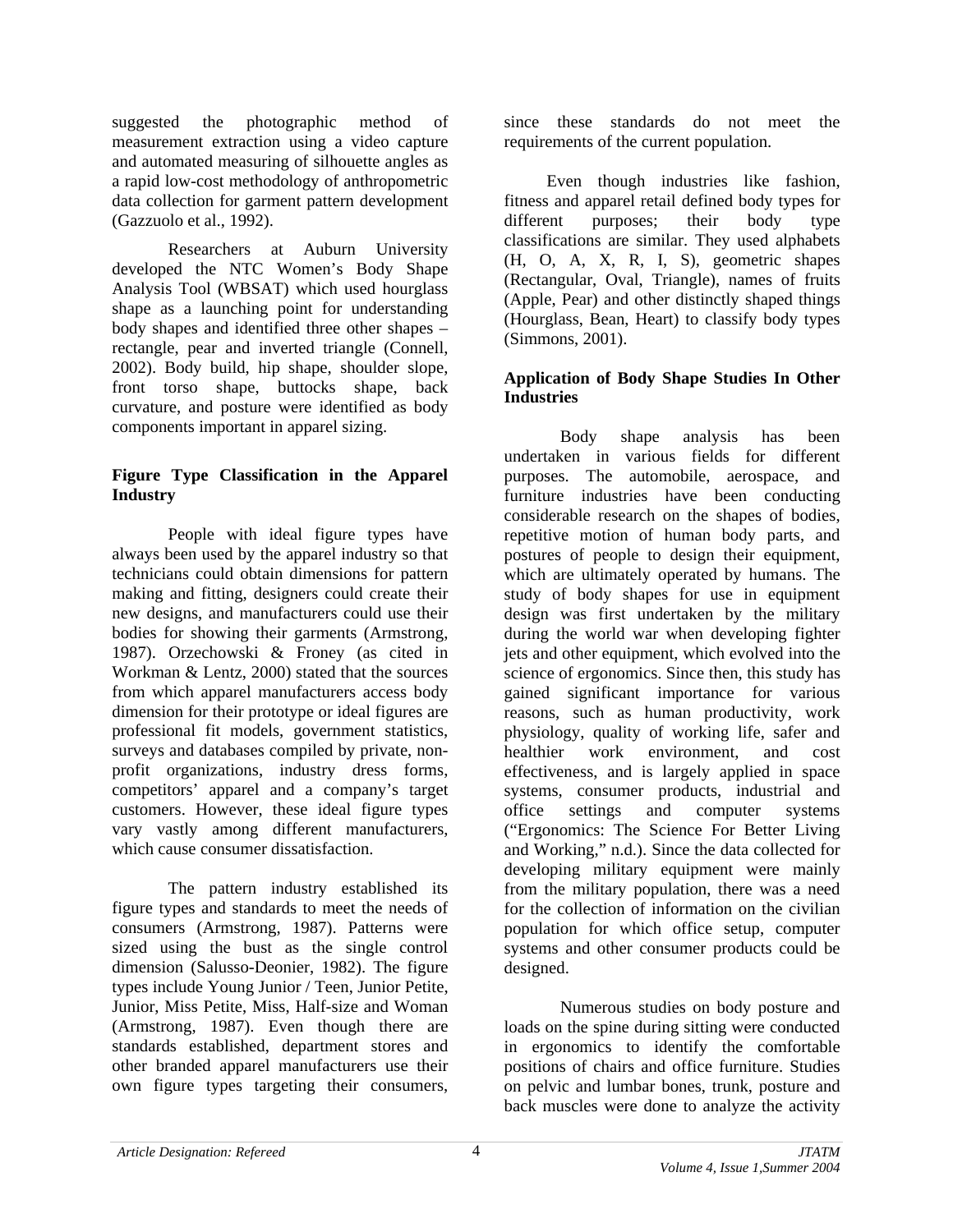suggested the photographic method of measurement extraction using a video capture and automated measuring of silhouette angles as a rapid low-cost methodology of anthropometric data collection for garment pattern development (Gazzuolo et al., 1992).

Researchers at Auburn University developed the NTC Women's Body Shape Analysis Tool (WBSAT) which used hourglass shape as a launching point for understanding body shapes and identified three other shapes – rectangle, pear and inverted triangle (Connell, 2002). Body build, hip shape, shoulder slope, front torso shape, buttocks shape, back curvature, and posture were identified as body components important in apparel sizing.

### Figure Type Classification in the Apparel Industry

People with ideal figure types have always been used by the apparel industry so that technicians could obtain dimensions for pattern making and fitting, designers could create their new designs, and manufacturers could use their bodies for showing their garments (Armstrong, 1987). Orzechowski & Froney (as cited in Workman & Lentz, 2000) stated that the sources from which apparel manufacturers access body dimension for their prototype or ideal figures are professional fit models, government statistics, surveys and databases compiled by private, non-profit organizations, industry dress forms, competitors' apparel and a company's target customers. However, these ideal figure types vary vastly among different manufacturers, which cause consumer dissatisfaction.

The pattern industry established its figure types and standards to meet the needs of consumers (Armstrong, 1987). Patterns were sized using the bust as the single control dimension (Salusso-Deonier, 1982). The figure types include Young Junior / Teen, Junior Petite, Junior, Miss Petite, Miss, Half-size and Woman (Armstrong, 1987). Even though there are standards established, department stores and other branded apparel manufacturers use their own figure types targeting their consumers, since these standards do not meet the requirements of the current population.

Even though industries like fashion, fitness and apparel retail defined body types for different purposes; their body type classifications are similar. They used alphabets (H, O, A, X, R, I, S), geometric shapes (Rectangular, Oval, Triangle), names of fruits (Apple, Pear) and other distinctly shaped things (Hourglass, Bean, Heart) to classify body types (Simmons, 2001).

### Application of Body Shape Studies In Other Industries

Body shape analysis has been undertaken in various fields for different purposes. The automobile, aerospace, and furniture industries have been conducting considerable research on the shapes of bodies, repetitive motion of human body parts, and postures of people to design their equipment, which are ultimately operated by humans. The study of body shapes for use in equipment design was first undertaken by the military during the world war when developing fighter jets and other equipment, which evolved into the science of ergonomics. Since then, this study has gained significant importance for various reasons, such as human productivity, work physiology, quality of working life, safer and healthier work environment, and cost effectiveness, and is largely applied in space systems, consumer products, industrial and office settings and computer systems ("Ergonomics: The Science For Better Living and Working," n.d.). Since the data collected for developing military equipment were mainly from the military population, there was a need for the collection of information on the civilian population for which office setup, computer systems and other consumer products could be designed.

Numerous studies on body posture and loads on the spine during sitting were conducted in ergonomics to identify the comfortable positions of chairs and office furniture. Studies on pelvic and lumbar bones, trunk, posture and back muscles were done to analyze the activity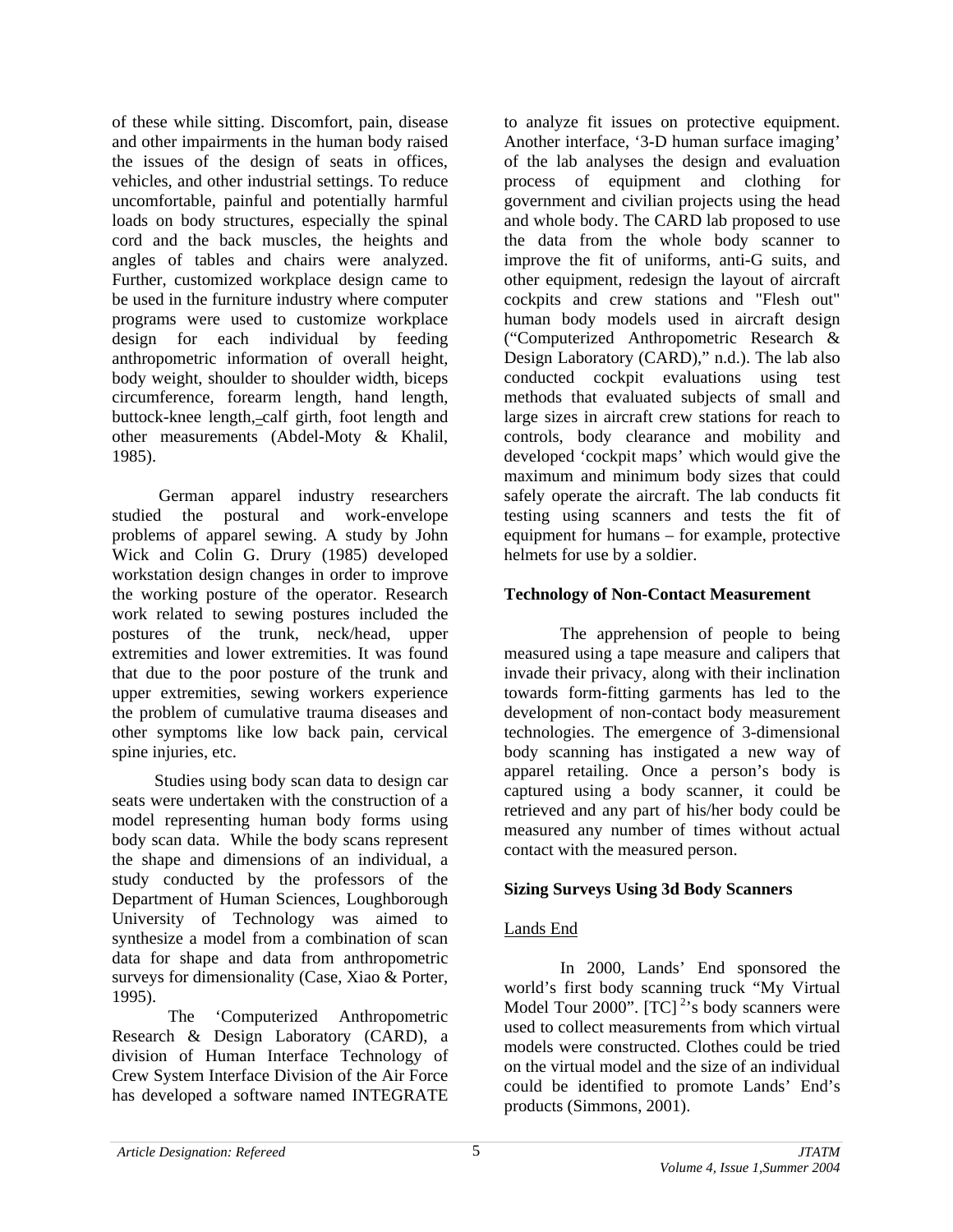of these while sitting. Discomfort, pain, disease and other impairments in the human body raised the issues of the design of seats in offices, vehicles, and other industrial settings. To reduce uncomfortable, painful and potentially harmful loads on body structures, especially the spinal cord and the back muscles, the heights and angles of tables and chairs were analyzed. Further, customized workplace design came to be used in the furniture industry where computer programs were used to customize workplace design for each individual by feeding anthropometric information of overall height, body weight, shoulder to shoulder width, biceps circumference, forearm length, hand length, buttock-knee length, calf girth, foot length and other measurements (Abdel-Moty & Khalil, 1985).

German apparel industry researchers studied the postural and work-envelope problems of apparel sewing. A study by John Wick and Colin G. Drury (1985) developed workstation design changes in order to improve the working posture of the operator. Research work related to sewing postures included the postures of the trunk, neck/head, upper extremities and lower extremities. It was found that due to the poor posture of the trunk and upper extremities, sewing workers experience the problem of cumulative trauma diseases and other symptoms like low back pain, cervical spine injuries, etc.

Studies using body scan data to design car seats were undertaken with the construction of a model representing human body forms using body scan data. While the body scans represent the shape and dimensions of an individual, a study conducted by the professors of the Department of Human Sciences, Loughborough University of Technology was aimed to synthesize a model from a combination of scan data for shape and data from anthropometric surveys for dimensionality (Case, Xiao & Porter, 1995).

The 'Computerized Anthropometric Research & Design Laboratory (CARD), a division of Human Interface Technology of Crew System Interface Division of the Air Force has developed a software named INTEGRATE to analyze fit issues on protective equipment. Another interface, '3-D human surface imaging' of the lab analyses the design and evaluation process of equipment and clothing for government and civilian projects using the head and whole body. The CARD lab proposed to use the data from the whole body scanner to improve the fit of uniforms, anti-G suits, and other equipment, redesign the layout of aircraft cockpits and crew stations and "Flesh out" human body models used in aircraft design ("Computerized Anthropometric Research & Design Laboratory (CARD)," n.d.). The lab also conducted cockpit evaluations using test methods that evaluated subjects of small and large sizes in aircraft crew stations for reach to controls, body clearance and mobility and developed 'cockpit maps' which would give the maximum and minimum body sizes that could safely operate the aircraft. The lab conducts fit testing using scanners and tests the fit of equipment for humans – for example, protective helmets for use by a soldier.

**Technology of Non-Contact Measurement**

The apprehension of people to being measured using a tape measure and calipers that invade their privacy, along with their inclination towards form-fitting garments has led to the development of non-contact body measurement technologies. The emergence of 3-dimensional body scanning has instigated a new way of apparel retailing. Once a person's body is captured using a body scanner, it could be retrieved and any part of his/her body could be measured any number of times without actual contact with the measured person.

**Sizing Surveys Using 3d Body Scanners**

Lands End

In 2000, Lands' End sponsored the world's first body scanning truck "My Virtual Model Tour 2000". [TC] [2]'s body scanners were used to collect measurements from which virtual models were constructed. Clothes could be tried on the virtual model and the size of an individual could be identified to promote Lands' End's products (Simmons, 2001).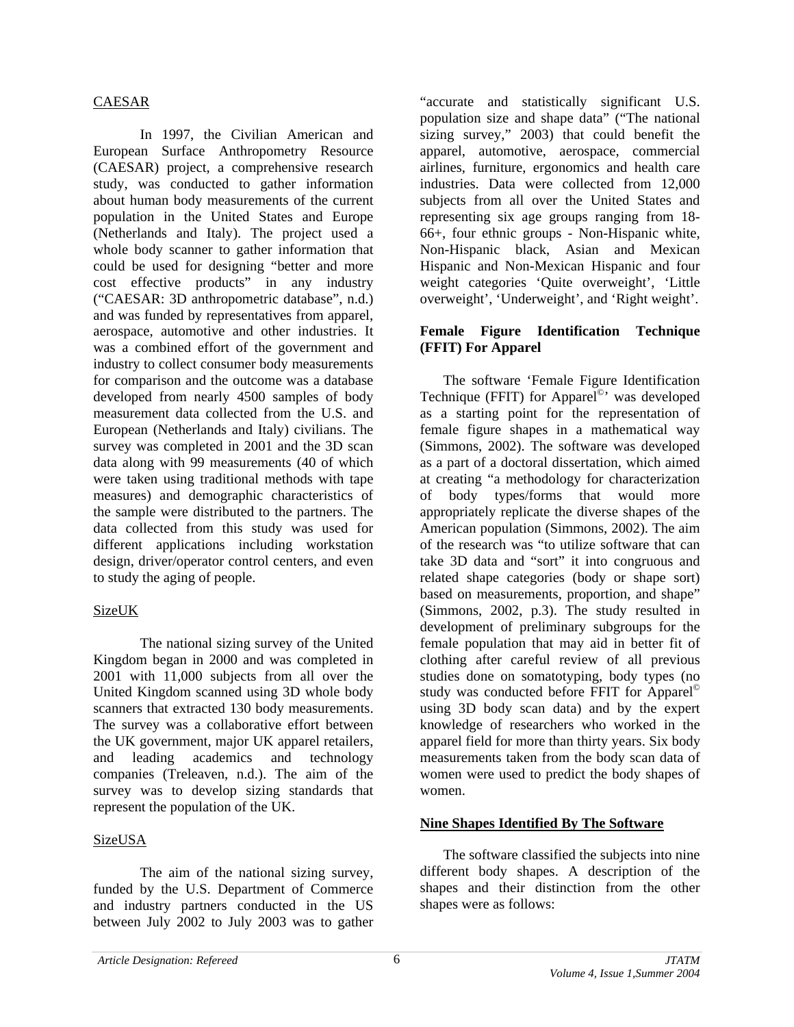CAESAR

In 1997, the Civilian American and European Surface Anthropometry Resource (CAESAR) project, a comprehensive research study, was conducted to gather information about human body measurements of the current population in the United States and Europe (Netherlands and Italy). The project used a whole body scanner to gather information that could be used for designing "better and more cost effective products" in any industry ("CAESAR: 3D anthropometric database", n.d.) and was funded by representatives from apparel, aerospace, automotive and other industries. It was a combined effort of the government and industry to collect consumer body measurements for comparison and the outcome was a database developed from nearly 4500 samples of body measurement data collected from the U.S. and European (Netherlands and Italy) civilians. The survey was completed in 2001 and the 3D scan data along with 99 measurements (40 of which were taken using traditional methods with tape measures) and demographic characteristics of the sample were distributed to the partners. The data collected from this study was used for different applications including workstation design, driver/operator control centers, and even to study the aging of people.

SizeUK

The national sizing survey of the United Kingdom began in 2000 and was completed in 2001 with 11,000 subjects from all over the United Kingdom scanned using 3D whole body scanners that extracted 130 body measurements. The survey was a collaborative effort between the UK government, major UK apparel retailers, and leading academics and technology companies (Treleaven, n.d.). The aim of the survey was to develop sizing standards that represent the population of the UK.

SizeUSA

The aim of the national sizing survey, funded by the U.S. Department of Commerce and industry partners conducted in the US between July 2002 to July 2003 was to gather "accurate and statistically significant U.S. population size and shape data" ("The national sizing survey," 2003) that could benefit the apparel, automotive, aerospace, commercial airlines, furniture, ergonomics and health care industries. Data were collected from 12,000 subjects from all over the United States and representing six age groups ranging from 18-66+, four ethnic groups - Non-Hispanic white, Non-Hispanic black, Asian and Mexican Hispanic and Non-Mexican Hispanic and four weight categories 'Quite overweight', 'Little overweight', 'Underweight', and 'Right weight'.

**Female Figure Identification Technique (FFIT) For Apparel**

The software 'Female Figure Identification Technique (FFIT) for Apparel©' was developed as a starting point for the representation of female figure shapes in a mathematical way (Simmons, 2002). The software was developed as a part of a doctoral dissertation, which aimed at creating "a methodology for characterization of body types/forms that would more appropriately replicate the diverse shapes of the American population (Simmons, 2002). The aim of the research was "to utilize software that can take 3D data and "sort" it into congruous and related shape categories (body or shape sort) based on measurements, proportion, and shape" (Simmons, 2002, p.3). The study resulted in development of preliminary subgroups for the female population that may aid in better fit of clothing after careful review of all previous studies done on somatotyping, body types (no study was conducted before FFIT for Apparel© using 3D body scan data) and by the expert knowledge of researchers who worked in the apparel field for more than thirty years. Six body measurements taken from the body scan data of women were used to predict the body shapes of women.

**Nine Shapes Identified By The Software**

The software classified the subjects into nine different body shapes. A description of the shapes and their distinction from the other shapes were as follows: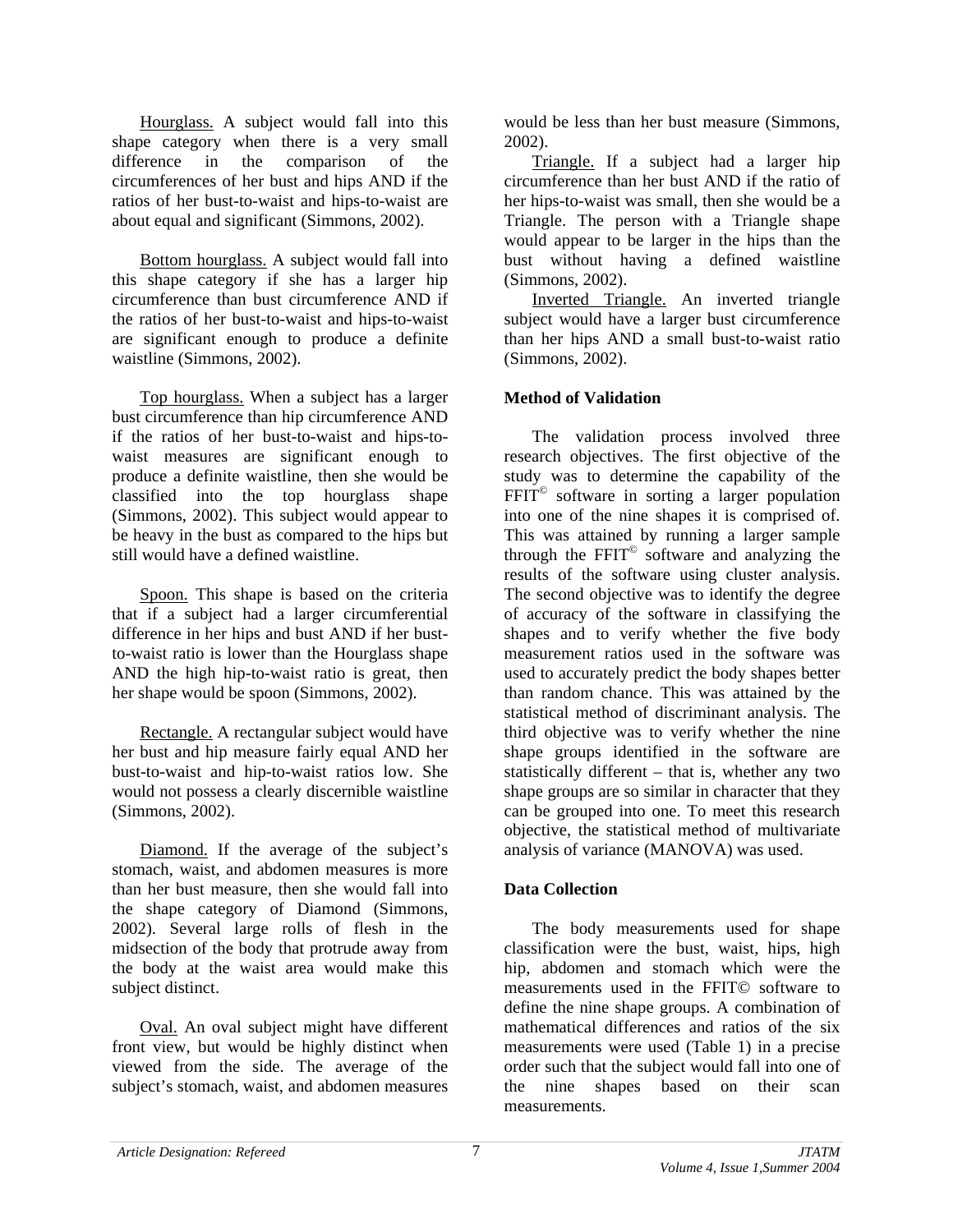Hourglass. A subject would fall into this shape category when there is a very small difference in the comparison of the circumferences of her bust and hips AND if the ratios of her bust-to-waist and hips-to-waist are about equal and significant (Simmons, 2002).

Bottom hourglass. A subject would fall into this shape category if she has a larger hip circumference than bust circumference AND if the ratios of her bust-to-waist and hips-to-waist are significant enough to produce a definite waistline (Simmons, 2002).

Top hourglass. When a subject has a larger bust circumference than hip circumference AND if the ratios of her bust-to-waist and hips-to-waist measures are significant enough to produce a definite waistline, then she would be classified into the top hourglass shape (Simmons, 2002). This subject would appear to be heavy in the bust as compared to the hips but still would have a defined waistline.

Spoon. This shape is based on the criteria that if a subject had a larger circumferential difference in her hips and bust AND if her bust-to-waist ratio is lower than the Hourglass shape AND the high hip-to-waist ratio is great, then her shape would be spoon (Simmons, 2002).

Rectangle. A rectangular subject would have her bust and hip measure fairly equal AND her bust-to-waist and hip-to-waist ratios low. She would not possess a clearly discernible waistline (Simmons, 2002).

Diamond. If the average of the subject's stomach, waist, and abdomen measures is more than her bust measure, then she would fall into the shape category of Diamond (Simmons, 2002). Several large rolls of flesh in the midsection of the body that protrude away from the body at the waist area would make this subject distinct.

Oval. An oval subject might have different front view, but would be highly distinct when viewed from the side. The average of the subject's stomach, waist, and abdomen measures would be less than her bust measure (Simmons, 2002).

Triangle. If a subject had a larger hip circumference than her bust AND if the ratio of her hips-to-waist was small, then she would be a Triangle. The person with a Triangle shape would appear to be larger in the hips than the bust without having a defined waistline (Simmons, 2002).

Inverted Triangle. An inverted triangle subject would have a larger bust circumference than her hips AND a small bust-to-waist ratio (Simmons, 2002).

**Method of Validation**

The validation process involved three research objectives. The first objective of the study was to determine the capability of the FFIT© software in sorting a larger population into one of the nine shapes it is comprised of. This was attained by running a larger sample through the FFIT© software and analyzing the results of the software using cluster analysis. The second objective was to identify the degree of accuracy of the software in classifying the shapes and to verify whether the five body measurement ratios used in the software was used to accurately predict the body shapes better than random chance. This was attained by the statistical method of discriminant analysis. The third objective was to verify whether the nine shape groups identified in the software are statistically different – that is, whether any two shape groups are so similar in character that they can be grouped into one. To meet this research objective, the statistical method of multivariate analysis of variance (MANOVA) was used.

**Data Collection**

The body measurements used for shape classification were the bust, waist, hips, high hip, abdomen and stomach which were the measurements used in the FFIT© software to define the nine shape groups. A combination of mathematical differences and ratios of the six measurements were used (Table 1) in a precise order such that the subject would fall into one of the nine shapes based on their scan measurements.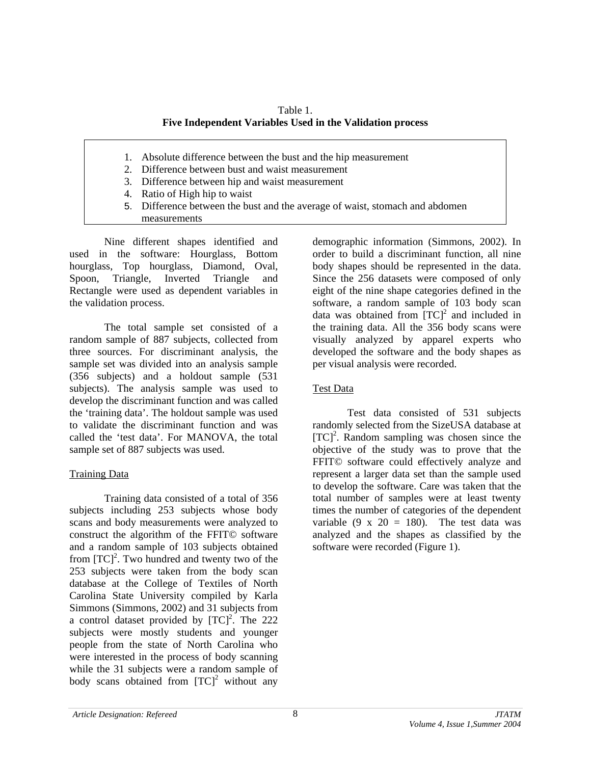Table 1.
**Five Independent Variables Used in the Validation process**

1. Absolute difference between the bust and the hip measurement
2. Difference between bust and waist measurement
3. Difference between hip and waist measurement
4. Ratio of High hip to waist
5. Difference between the bust and the average of waist, stomach and abdomen measurements

Nine different shapes identified and used in the software: Hourglass, Bottom hourglass, Top hourglass, Diamond, Oval, Spoon, Triangle, Inverted Triangle and Rectangle were used as dependent variables in the validation process.

The total sample set consisted of a random sample of 887 subjects, collected from three sources. For discriminant analysis, the sample set was divided into an analysis sample (356 subjects) and a holdout sample (531 subjects). The analysis sample was used to develop the discriminant function and was called the 'training data'. The holdout sample was used to validate the discriminant function and was called the 'test data'. For MANOVA, the total sample set of 887 subjects was used.

Training Data

Training data consisted of a total of 356 subjects including 253 subjects whose body scans and body measurements were analyzed to construct the algorithm of the FFIT© software and a random sample of 103 subjects obtained from $[TC]^2$. Two hundred and twenty two of the 253 subjects were taken from the body scan database at the College of Textiles of North Carolina State University compiled by Karla Simmons (Simmons, 2002) and 31 subjects from a control dataset provided by $[TC]^2$. The 222 subjects were mostly students and younger people from the state of North Carolina who were interested in the process of body scanning while the 31 subjects were a random sample of body scans obtained from $[TC]^2$ without any demographic information (Simmons, 2002). In order to build a discriminant function, all nine body shapes should be represented in the data. Since the 256 datasets were composed of only eight of the nine shape categories defined in the software, a random sample of 103 body scan data was obtained from $[TC]^2$ and included in the training data. All the 356 body scans were visually analyzed by apparel experts who developed the software and the body shapes as per visual analysis were recorded.

Test Data

Test data consisted of 531 subjects randomly selected from the SizeUSA database at $[TC]^2$. Random sampling was chosen since the objective of the study was to prove that the FFIT© software could effectively analyze and represent a larger data set than the sample used to develop the software. Care was taken that the total number of samples were at least twenty times the number of categories of the dependent variable (9 x 20 = 180). The test data was analyzed and the shapes as classified by the software were recorded (Figure 1).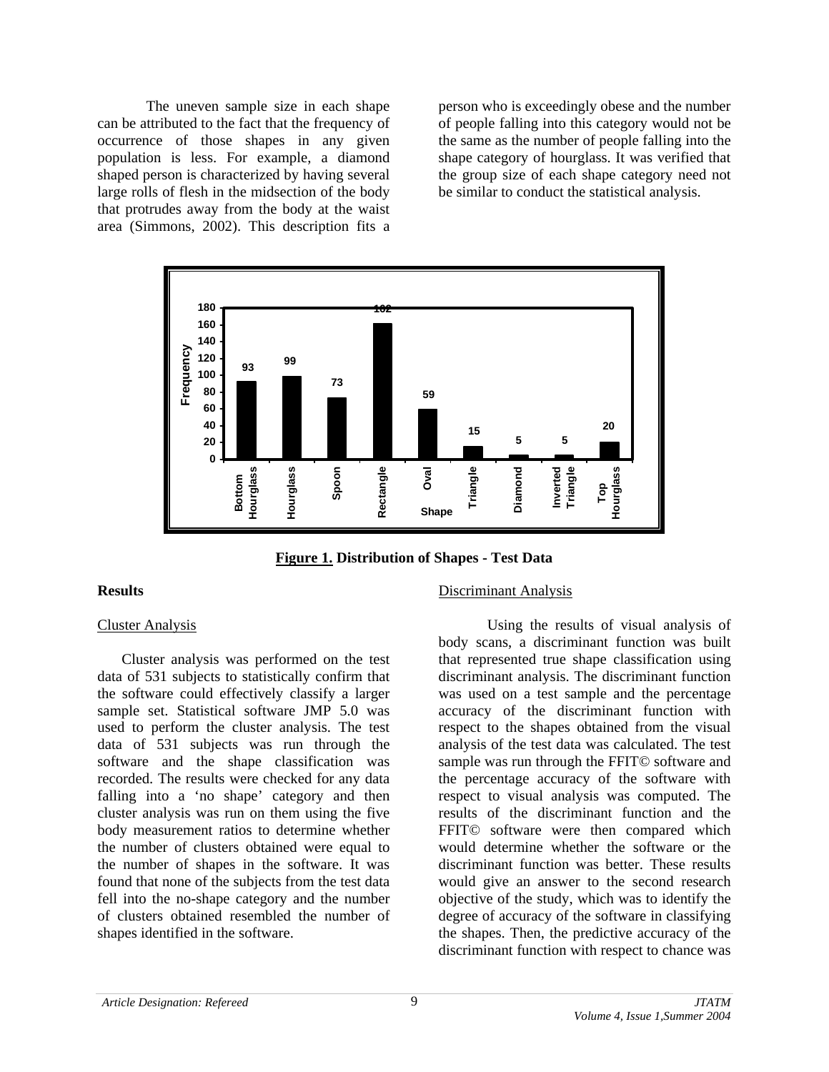The uneven sample size in each shape can be attributed to the fact that the frequency of occurrence of those shapes in any given population is less. For example, a diamond shaped person is characterized by having several large rolls of flesh in the midsection of the body that protrudes away from the body at the waist area (Simmons, 2002). This description fits a person who is exceedingly obese and the number of people falling into this category would not be the same as the number of people falling into the shape category of hourglass. It was verified that the group size of each shape category need not be similar to conduct the statistical analysis.

| Shape | Frequency |
|---|---|
| Bottom Hourglass | 93 |
| Hourglass | 99 |
| Spoon | 73 |
| Rectangle | 162 |
| Oval | 59 |
| Triangle | 15 |
| Diamond | 5 |
| Inverted Triangle | 5 |
| Top Hourglass | 20 |

**Figure 1. Distribution of Shapes - Test Data**

## Results

### Cluster Analysis

Cluster analysis was performed on the test data of 531 subjects to statistically confirm that the software could effectively classify a larger sample set. Statistical software JMP 5.0 was used to perform the cluster analysis. The test data of 531 subjects was run through the software and the shape classification was recorded. The results were checked for any data falling into a 'no shape' category and then cluster analysis was run on them using the five body measurement ratios to determine whether the number of clusters obtained were equal to the number of shapes in the software. It was found that none of the subjects from the test data fell into the no-shape category and the number of clusters obtained resembled the number of shapes identified in the software.

### Discriminant Analysis

Using the results of visual analysis of body scans, a discriminant function was built that represented true shape classification using discriminant analysis. The discriminant function was used on a test sample and the percentage accuracy of the discriminant function with respect to the shapes obtained from the visual analysis of the test data was calculated. The test sample was run through the FFIT© software and the percentage accuracy of the software with respect to visual analysis was computed. The results of the discriminant function and the FFIT© software were then compared which would determine whether the software or the discriminant function was better. These results would give an answer to the second research objective of the study, which was to identify the degree of accuracy of the software in classifying the shapes. Then, the predictive accuracy of the discriminant function with respect to chance was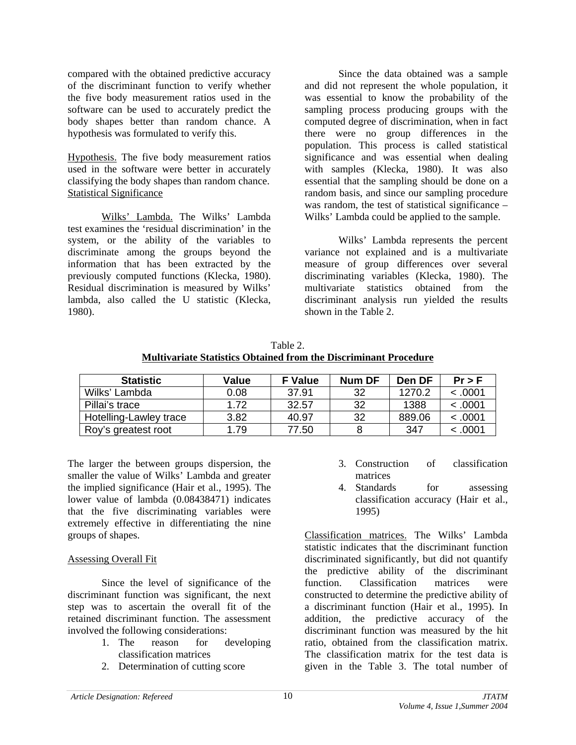compared with the obtained predictive accuracy of the discriminant function to verify whether the five body measurement ratios used in the software can be used to accurately predict the body shapes better than random chance. A hypothesis was formulated to verify this.

Hypothesis. The five body measurement ratios used in the software were better in accurately classifying the body shapes than random chance.

Statistical Significance

Wilks' Lambda. The Wilks' Lambda test examines the 'residual discrimination' in the system, or the ability of the variables to discriminate among the groups beyond the information that has been extracted by the previously computed functions (Klecka, 1980). Residual discrimination is measured by Wilks' lambda, also called the U statistic (Klecka, 1980).

Since the data obtained was a sample and did not represent the whole population, it was essential to know the probability of the sampling process producing groups with the computed degree of discrimination, when in fact there were no group differences in the population. This process is called statistical significance and was essential when dealing with samples (Klecka, 1980). It was also essential that the sampling should be done on a random basis, and since our sampling procedure was random, the test of statistical significance – Wilks' Lambda could be applied to the sample.

Wilks' Lambda represents the percent variance not explained and is a multivariate measure of group differences over several discriminating variables (Klecka, 1980). The multivariate statistics obtained from the discriminant analysis run yielded the results shown in the Table 2.

Table 2.
**Multivariate Statistics Obtained from the Discriminant Procedure**

| Statistic | Value | F Value | Num DF | Den DF | Pr > F |
|---|---|---|---|---|---|
| Wilks' Lambda | 0.08 | 37.91 | 32 | 1270.2 | < .0001 |
| Pillai's trace | 1.72 | 32.57 | 32 | 1388 | < .0001 |
| Hotelling-Lawley trace | 3.82 | 40.97 | 32 | 889.06 | < .0001 |
| Roy's greatest root | 1.79 | 77.50 | 8 | 347 | < .0001 |

The larger the between groups dispersion, the smaller the value of Wilks' Lambda and greater the implied significance (Hair et al., 1995). The lower value of lambda (0.08438471) indicates that the five discriminating variables were extremely effective in differentiating the nine groups of shapes.

Assessing Overall Fit

Since the level of significance of the discriminant function was significant, the next step was to ascertain the overall fit of the retained discriminant function. The assessment involved the following considerations:

1. The reason for developing classification matrices
2. Determination of cutting score
3. Construction of classification matrices
4. Standards for assessing classification accuracy (Hair et al., 1995)

Classification matrices. The Wilks' Lambda statistic indicates that the discriminant function discriminated significantly, but did not quantify the predictive ability of the discriminant function. Classification matrices were constructed to determine the predictive ability of a discriminant function (Hair et al., 1995). In addition, the predictive accuracy of the discriminant function was measured by the hit ratio, obtained from the classification matrix. The classification matrix for the test data is given in the Table 3. The total number of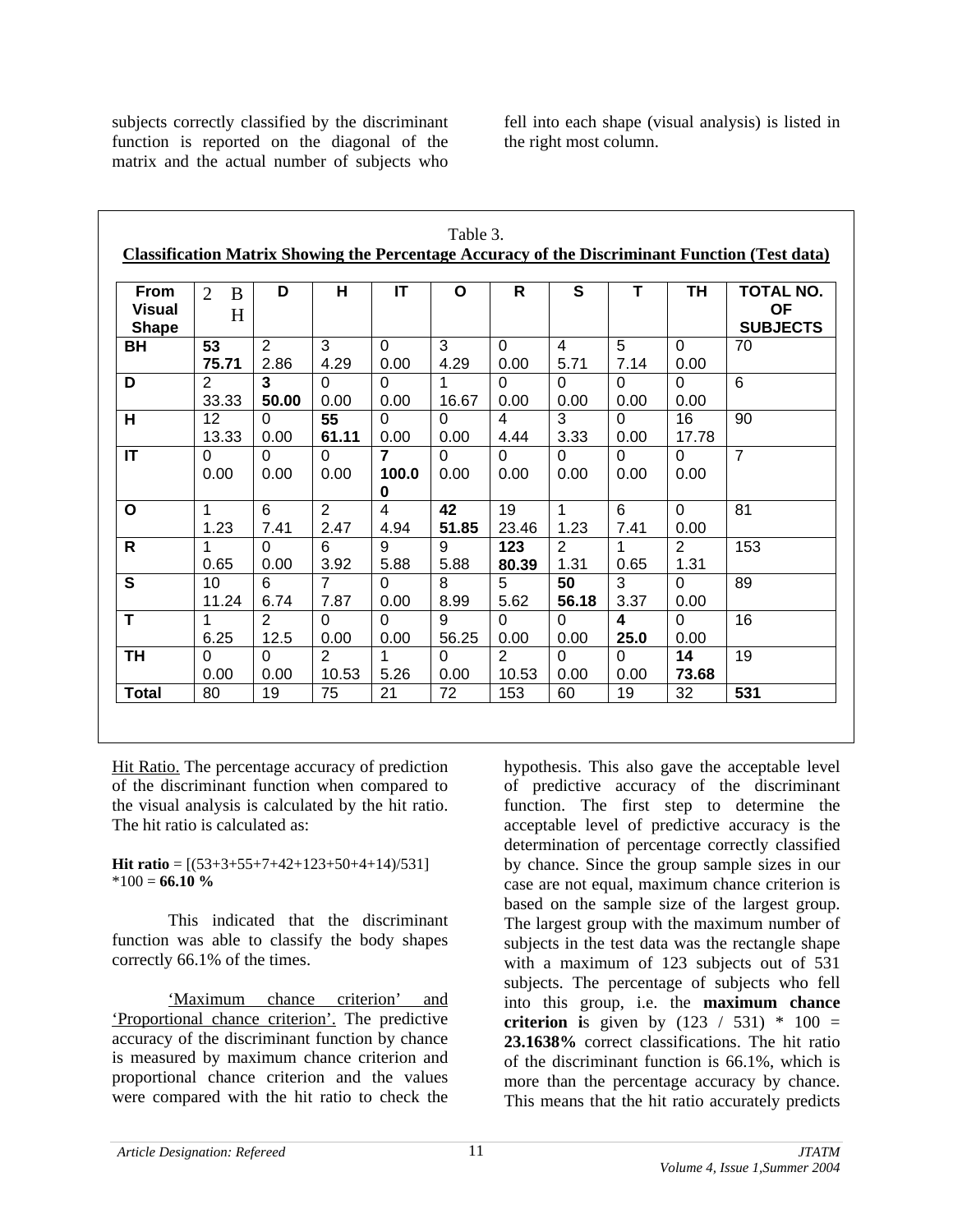subjects correctly classified by the discriminant function is reported on the diagonal of the matrix and the actual number of subjects who fell into each shape (visual analysis) is listed in the right most column.

Table 3.
**Classification Matrix Showing the Percentage Accuracy of the Discriminant Function (Test data)**

| From Visual Shape | BH | D | H | IT | O | R | S | T | TH | TOTAL NO. OF SUBJECTS |
|---|---|---|---|---|---|---|---|---|---|---|
| **BH** | **53 75.71** | 2 2.86 | 3 4.29 | 0 0.00 | 3 4.29 | 0 0.00 | 4 5.71 | 5 7.14 | 0 0.00 | 70 |
| **D** | 2 33.33 | **3 50.00** | 0 0.00 | 0 0.00 | 1 16.67 | 0 0.00 | 0 0.00 | 0 0.00 | 0 0.00 | 6 |
| **H** | 12 13.33 | 0 0.00 | **55 61.11** | 0 0.00 | 0 0.00 | 4 4.44 | 3 3.33 | 0 0.00 | 16 17.78 | 90 |
| **IT** | 0 0.00 | 0 0.00 | 0 0.00 | **7 100.00** | 0 0.00 | 0 0.00 | 0 0.00 | 0 0.00 | 0 0.00 | 7 |
| **O** | 1 1.23 | 6 7.41 | 2 2.47 | 4 4.94 | **42 51.85** | 19 23.46 | 1 1.23 | 6 7.41 | 0 0.00 | 81 |
| **R** | 1 0.65 | 0 0.00 | 6 3.92 | 9 5.88 | 9 5.88 | **123 80.39** | 2 1.31 | 1 0.65 | 2 1.31 | 153 |
| **S** | 10 11.24 | 6 6.74 | 7 7.87 | 0 0.00 | 8 8.99 | 5 5.62 | **50 56.18** | 3 3.37 | 0 0.00 | 89 |
| **T** | 1 6.25 | 2 12.5 | 0 0.00 | 0 0.00 | 9 56.25 | 0 0.00 | 0 0.00 | **4 25.0** | 0 0.00 | 16 |
| **TH** | 0 0.00 | 0 0.00 | 2 10.53 | 1 5.26 | 0 0.00 | 2 10.53 | 0 0.00 | 0 0.00 | **14 73.68** | 19 |
| **Total** | 80 | 19 | 75 | 21 | 72 | 153 | 60 | 19 | 32 | **531** |

Hit Ratio. The percentage accuracy of prediction of the discriminant function when compared to the visual analysis is calculated by the hit ratio. The hit ratio is calculated as:

**Hit ratio** = [(53+3+55+7+42+123+50+4+14)/531] *100 = **66.10 %**

This indicated that the discriminant function was able to classify the body shapes correctly 66.1% of the times.

'Maximum chance criterion' and 'Proportional chance criterion'. The predictive accuracy of the discriminant function by chance is measured by maximum chance criterion and proportional chance criterion and the values were compared with the hit ratio to check the hypothesis. This also gave the acceptable level of predictive accuracy of the discriminant function. The first step to determine the acceptable level of predictive accuracy is the determination of percentage correctly classified by chance. Since the group sample sizes in our case are not equal, maximum chance criterion is based on the sample size of the largest group. The largest group with the maximum number of subjects in the test data was the rectangle shape with a maximum of 123 subjects out of 531 subjects. The percentage of subjects who fell into this group, i.e. the **maximum chance criterion i**s given by (123 / 531) * 100 = **23.1638%** correct classifications. The hit ratio of the discriminant function is 66.1%, which is more than the percentage accuracy by chance. This means that the hit ratio accurately predicts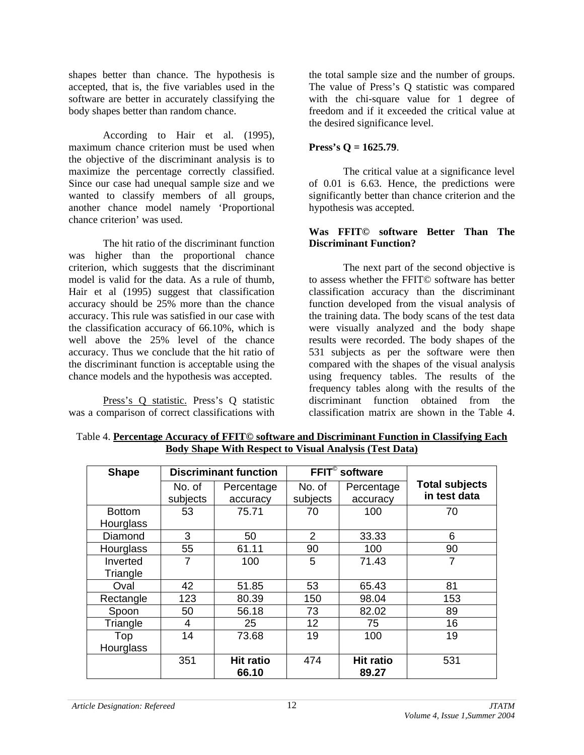shapes better than chance. The hypothesis is accepted, that is, the five variables used in the software are better in accurately classifying the body shapes better than random chance.

According to Hair et al. (1995), maximum chance criterion must be used when the objective of the discriminant analysis is to maximize the percentage correctly classified. Since our case had unequal sample size and we wanted to classify members of all groups, another chance model namely 'Proportional chance criterion' was used.

The hit ratio of the discriminant function was higher than the proportional chance criterion, which suggests that the discriminant model is valid for the data. As a rule of thumb, Hair et al (1995) suggest that classification accuracy should be 25% more than the chance accuracy. This rule was satisfied in our case with the classification accuracy of 66.10%, which is well above the 25% level of the chance accuracy. Thus we conclude that the hit ratio of the discriminant function is acceptable using the chance models and the hypothesis was accepted.

Press's Q statistic. Press's Q statistic was a comparison of correct classifications with the total sample size and the number of groups. The value of Press's Q statistic was compared with the chi-square value for 1 degree of freedom and if it exceeded the critical value at the desired significance level.

**Press's Q = 1625.79**.

The critical value at a significance level of 0.01 is 6.63. Hence, the predictions were significantly better than chance criterion and the hypothesis was accepted.

**Was FFIT© software Better Than The Discriminant Function?**

The next part of the second objective is to assess whether the FFIT© software has better classification accuracy than the discriminant function developed from the visual analysis of the training data. The body scans of the test data were visually analyzed and the body shape results were recorded. The body shapes of the 531 subjects as per the software were then compared with the shapes of the visual analysis using frequency tables. The results of the frequency tables along with the results of the discriminant function obtained from the classification matrix are shown in the Table 4.

Table 4. **Percentage Accuracy of FFIT© software and Discriminant Function in Classifying Each Body Shape With Respect to Visual Analysis (Test Data)**

| Shape | Discriminant function | | FFIT© software | | Total subjects in test data |
|---|---|---|---|---|---|
| | No. of subjects | Percentage accuracy | No. of subjects | Percentage accuracy | |
| Bottom Hourglass | 53 | 75.71 | 70 | 100 | 70 |
| Diamond | 3 | 50 | 2 | 33.33 | 6 |
| Hourglass | 55 | 61.11 | 90 | 100 | 90 |
| Inverted Triangle | 7 | 100 | 5 | 71.43 | 7 |
| Oval | 42 | 51.85 | 53 | 65.43 | 81 |
| Rectangle | 123 | 80.39 | 150 | 98.04 | 153 |
| Spoon | 50 | 56.18 | 73 | 82.02 | 89 |
| Triangle | 4 | 25 | 12 | 75 | 16 |
| Top Hourglass | 14 | 73.68 | 19 | 100 | 19 |
| | 351 | **Hit ratio 66.10** | 474 | **Hit ratio 89.27** | 531 |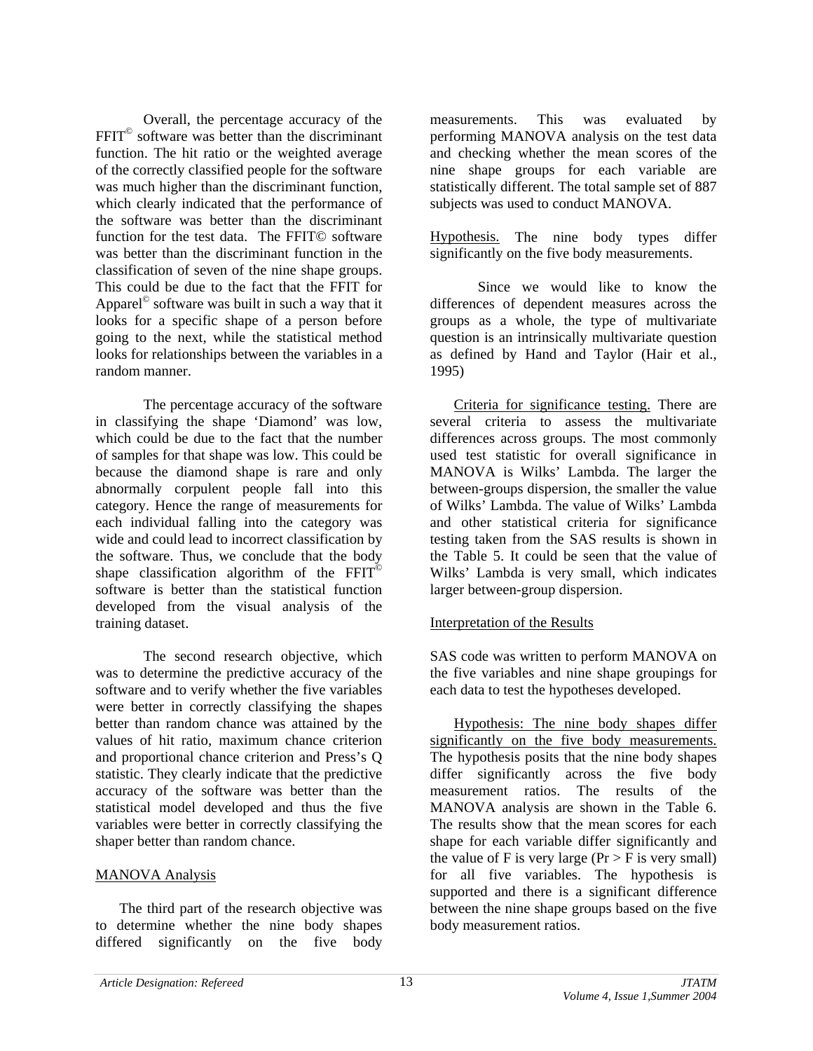Overall, the percentage accuracy of the FFIT© software was better than the discriminant function. The hit ratio or the weighted average of the correctly classified people for the software was much higher than the discriminant function, which clearly indicated that the performance of the software was better than the discriminant function for the test data. The FFIT© software was better than the discriminant function in the classification of seven of the nine shape groups. This could be due to the fact that the FFIT for Apparel© software was built in such a way that it looks for a specific shape of a person before going to the next, while the statistical method looks for relationships between the variables in a random manner.

The percentage accuracy of the software in classifying the shape 'Diamond' was low, which could be due to the fact that the number of samples for that shape was low. This could be because the diamond shape is rare and only abnormally corpulent people fall into this category. Hence the range of measurements for each individual falling into the category was wide and could lead to incorrect classification by the software. Thus, we conclude that the body shape classification algorithm of the FFIT© software is better than the statistical function developed from the visual analysis of the training dataset.

The second research objective, which was to determine the predictive accuracy of the software and to verify whether the five variables were better in correctly classifying the shapes better than random chance was attained by the values of hit ratio, maximum chance criterion and proportional chance criterion and Press's Q statistic. They clearly indicate that the predictive accuracy of the software was better than the statistical model developed and thus the five variables were better in correctly classifying the shaper better than random chance.

## MANOVA Analysis

The third part of the research objective was to determine whether the nine body shapes differed significantly on the five body measurements. This was evaluated by performing MANOVA analysis on the test data and checking whether the mean scores of the nine shape groups for each variable are statistically different. The total sample set of 887 subjects was used to conduct MANOVA.

Hypothesis. The nine body types differ significantly on the five body measurements.

Since we would like to know the differences of dependent measures across the groups as a whole, the type of multivariate question is an intrinsically multivariate question as defined by Hand and Taylor (Hair et al., 1995)

Criteria for significance testing. There are several criteria to assess the multivariate differences across groups. The most commonly used test statistic for overall significance in MANOVA is Wilks' Lambda. The larger the between-groups dispersion, the smaller the value of Wilks' Lambda. The value of Wilks' Lambda and other statistical criteria for significance testing taken from the SAS results is shown in the Table 5. It could be seen that the value of Wilks' Lambda is very small, which indicates larger between-group dispersion.

## Interpretation of the Results

SAS code was written to perform MANOVA on the five variables and nine shape groupings for each data to test the hypotheses developed.

Hypothesis: The nine body shapes differ significantly on the five body measurements. The hypothesis posits that the nine body shapes differ significantly across the five body measurement ratios. The results of the MANOVA analysis are shown in the Table 6. The results show that the mean scores for each shape for each variable differ significantly and the value of F is very large ($Pr > F$ is very small) for all five variables. The hypothesis is supported and there is a significant difference between the nine shape groups based on the five body measurement ratios.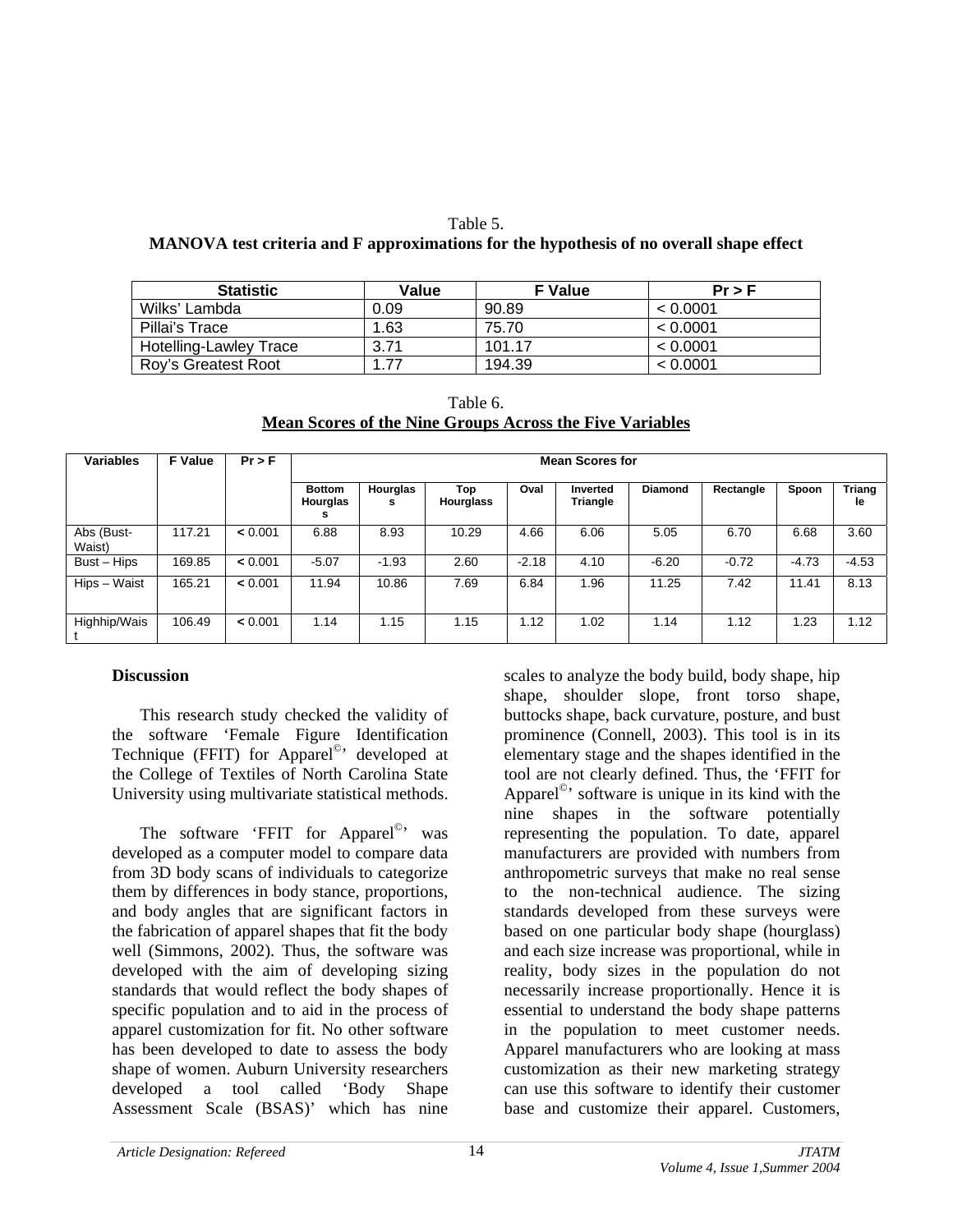Table 5.
**MANOVA test criteria and F approximations for the hypothesis of no overall shape effect**

| Statistic | Value | F Value | Pr > F |
|---|---|---|---|
| Wilks' Lambda | 0.09 | 90.89 | < 0.0001 |
| Pillai's Trace | 1.63 | 75.70 | < 0.0001 |
| Hotelling-Lawley Trace | 3.71 | 101.17 | < 0.0001 |
| Roy's Greatest Root | 1.77 | 194.39 | < 0.0001 |

Table 6.
**Mean Scores of the Nine Groups Across the Five Variables**

| Variables | F Value | Pr > F | Mean Scores for | | | | | | | | |
|---|---|---|---|---|---|---|---|---|---|---|---|
| | | | Bottom Hourglass | Hourglass | Top Hourglass | Oval | Inverted Triangle | Diamond | Rectangle | Spoon | Triangle |
| Abs (Bust-Waist) | 117.21 | < 0.001 | 6.88 | 8.93 | 10.29 | 4.66 | 6.06 | 5.05 | 6.70 | 6.68 | 3.60 |
| Bust – Hips | 169.85 | < 0.001 | -5.07 | -1.93 | 2.60 | -2.18 | 4.10 | -6.20 | -0.72 | -4.73 | -4.53 |
| Hips – Waist | 165.21 | < 0.001 | 11.94 | 10.86 | 7.69 | 6.84 | 1.96 | 11.25 | 7.42 | 11.41 | 8.13 |
| Highhip/Waist | 106.49 | < 0.001 | 1.14 | 1.15 | 1.15 | 1.12 | 1.02 | 1.14 | 1.12 | 1.23 | 1.12 |

## Discussion

This research study checked the validity of the software 'Female Figure Identification Technique (FFIT) for Apparel©' developed at the College of Textiles of North Carolina State University using multivariate statistical methods.

The software 'FFIT for Apparel©' was developed as a computer model to compare data from 3D body scans of individuals to categorize them by differences in body stance, proportions, and body angles that are significant factors in the fabrication of apparel shapes that fit the body well (Simmons, 2002). Thus, the software was developed with the aim of developing sizing standards that would reflect the body shapes of specific population and to aid in the process of apparel customization for fit. No other software has been developed to date to assess the body shape of women. Auburn University researchers developed a tool called 'Body Shape Assessment Scale (BSAS)' which has nine scales to analyze the body build, body shape, hip shape, shoulder slope, front torso shape, buttocks shape, back curvature, posture, and bust prominence (Connell, 2003). This tool is in its elementary stage and the shapes identified in the tool are not clearly defined. Thus, the 'FFIT for Apparel©' software is unique in its kind with the nine shapes in the software potentially representing the population. To date, apparel manufacturers are provided with numbers from anthropometric surveys that make no real sense to the non-technical audience. The sizing standards developed from these surveys were based on one particular body shape (hourglass) and each size increase was proportional, while in reality, body sizes in the population do not necessarily increase proportionally. Hence it is essential to understand the body shape patterns in the population to meet customer needs. Apparel manufacturers who are looking at mass customization as their new marketing strategy can use this software to identify their customer base and customize their apparel. Customers,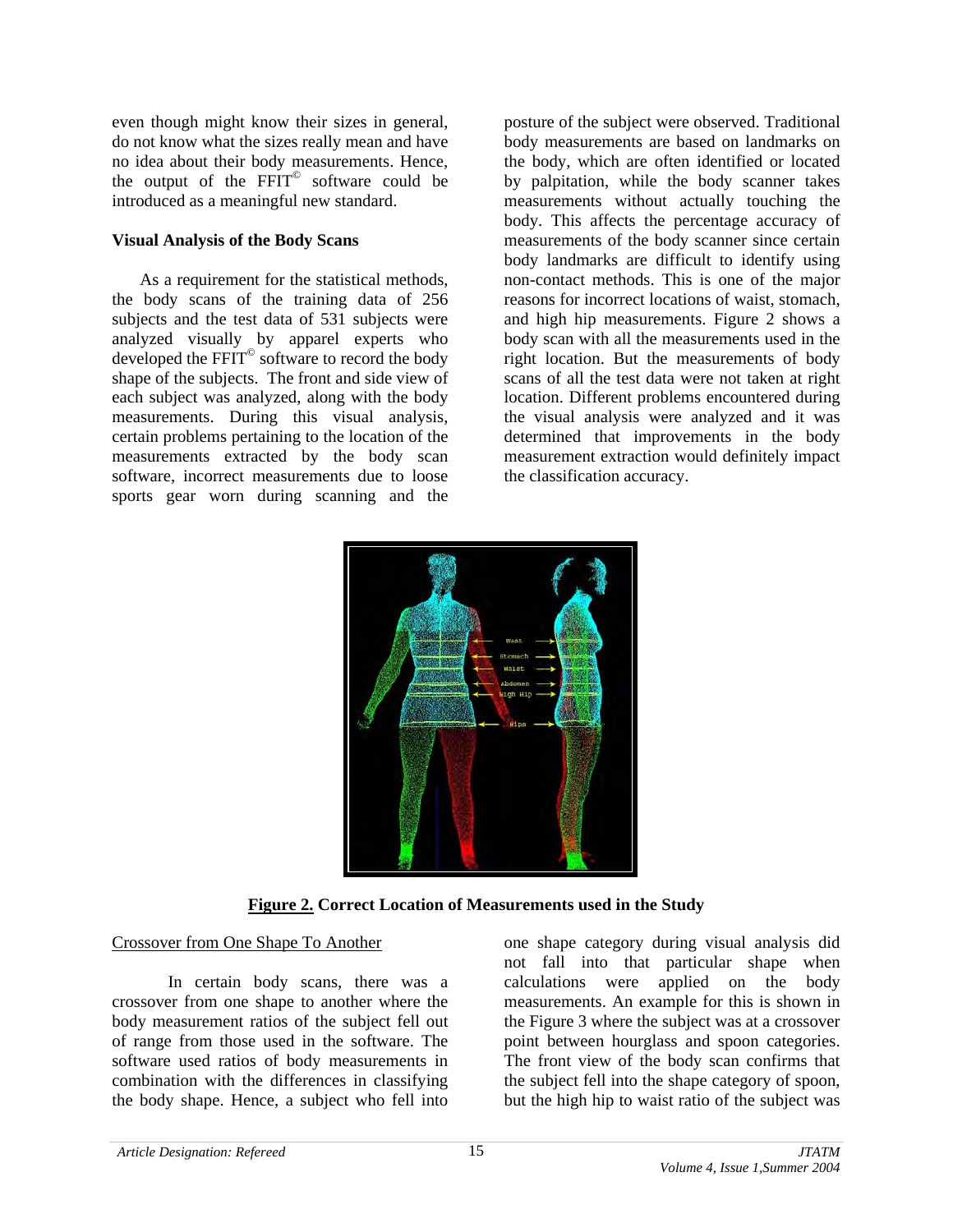even though might know their sizes in general, do not know what the sizes really mean and have no idea about their body measurements. Hence, the output of the FFIT© software could be introduced as a meaningful new standard.

**Visual Analysis of the Body Scans**

As a requirement for the statistical methods, the body scans of the training data of 256 subjects and the test data of 531 subjects were analyzed visually by apparel experts who developed the FFIT© software to record the body shape of the subjects. The front and side view of each subject was analyzed, along with the body measurements. During this visual analysis, certain problems pertaining to the location of the measurements extracted by the body scan software, incorrect measurements due to loose sports gear worn during scanning and the posture of the subject were observed. Traditional body measurements are based on landmarks on the body, which are often identified or located by palpation, while the body scanner takes measurements without actually touching the body. This affects the percentage accuracy of measurements of the body scanner since certain body landmarks are difficult to identify using non-contact methods. This is one of the major reasons for incorrect locations of waist, stomach, and high hip measurements. Figure 2 shows a body scan with all the measurements used in the right location. But the measurements of body scans of all the test data were not taken at right location. Different problems encountered during the visual analysis were analyzed and it was determined that improvements in the body measurement extraction would definitely impact the classification accuracy.

Bust
Stomach
Waist
Abdomen
High Hip
Hips

**Figure 2. Correct Location of Measurements used in the Study**

Crossover from One Shape To Another

In certain body scans, there was a crossover from one shape to another where the body measurement ratios of the subject fell out of range from those used in the software. The software used ratios of body measurements in combination with the differences in classifying the body shape. Hence, a subject who fell into one shape category during visual analysis did not fall into that particular shape when calculations were applied on the body measurements. An example for this is shown in the Figure 3 where the subject was at a crossover point between hourglass and spoon categories. The front view of the body scan confirms that the subject fell into the shape category of spoon, but the high hip to waist ratio of the subject was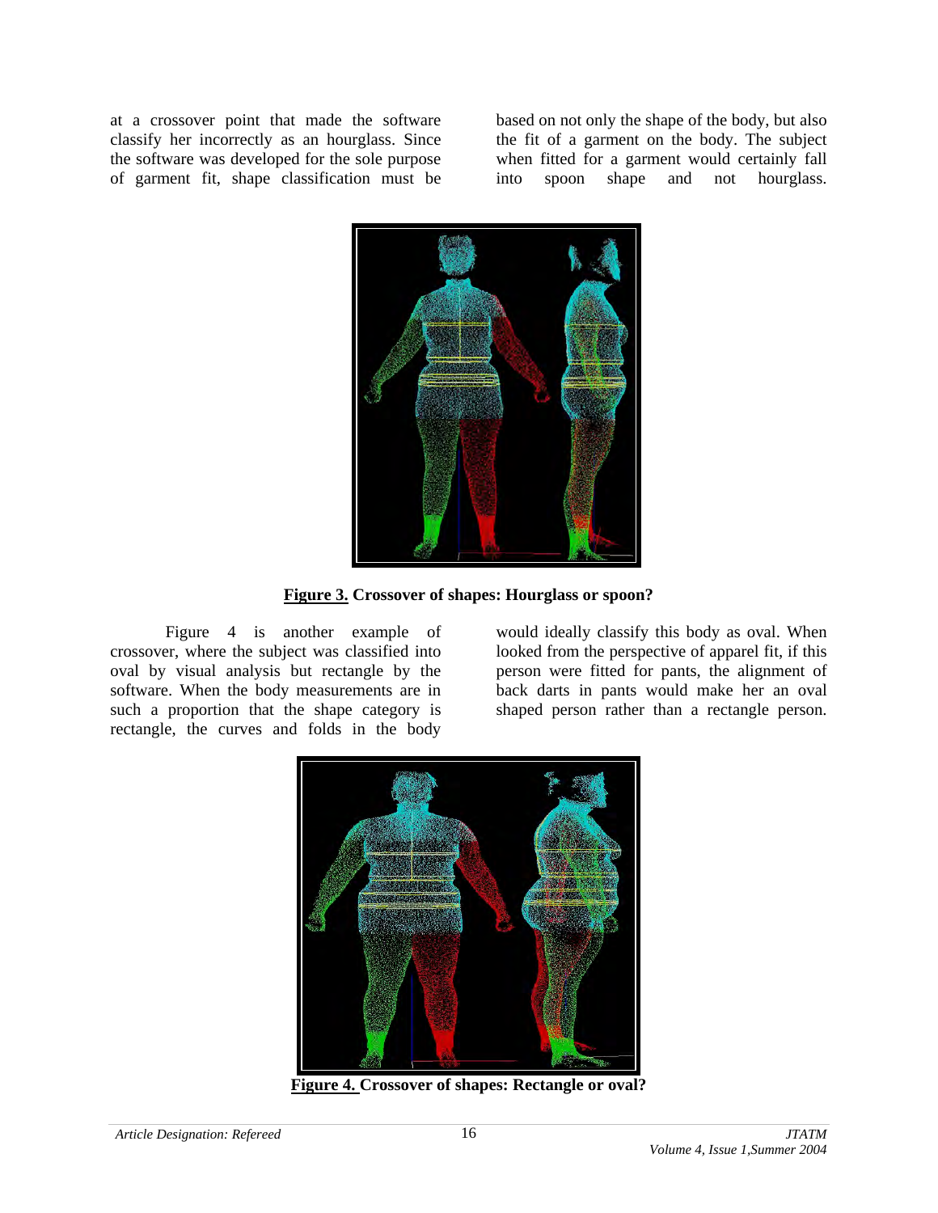at a crossover point that made the software classify her incorrectly as an hourglass. Since the software was developed for the sole purpose of garment fit, shape classification must be based on not only the shape of the body, but also the fit of a garment on the body. The subject when fitted for a garment would certainly fall into spoon shape and not hourglass.

**Figure 3. Crossover of shapes: Hourglass or spoon?**

Figure 4 is another example of crossover, where the subject was classified into oval by visual analysis but rectangle by the software. When the body measurements are in such a proportion that the shape category is rectangle, the curves and folds in the body would ideally classify this body as oval. When looked from the perspective of apparel fit, if this person were fitted for pants, the alignment of back darts in pants would make her an oval shaped person rather than a rectangle person.

**Figure 4. Crossover of shapes: Rectangle or oval?**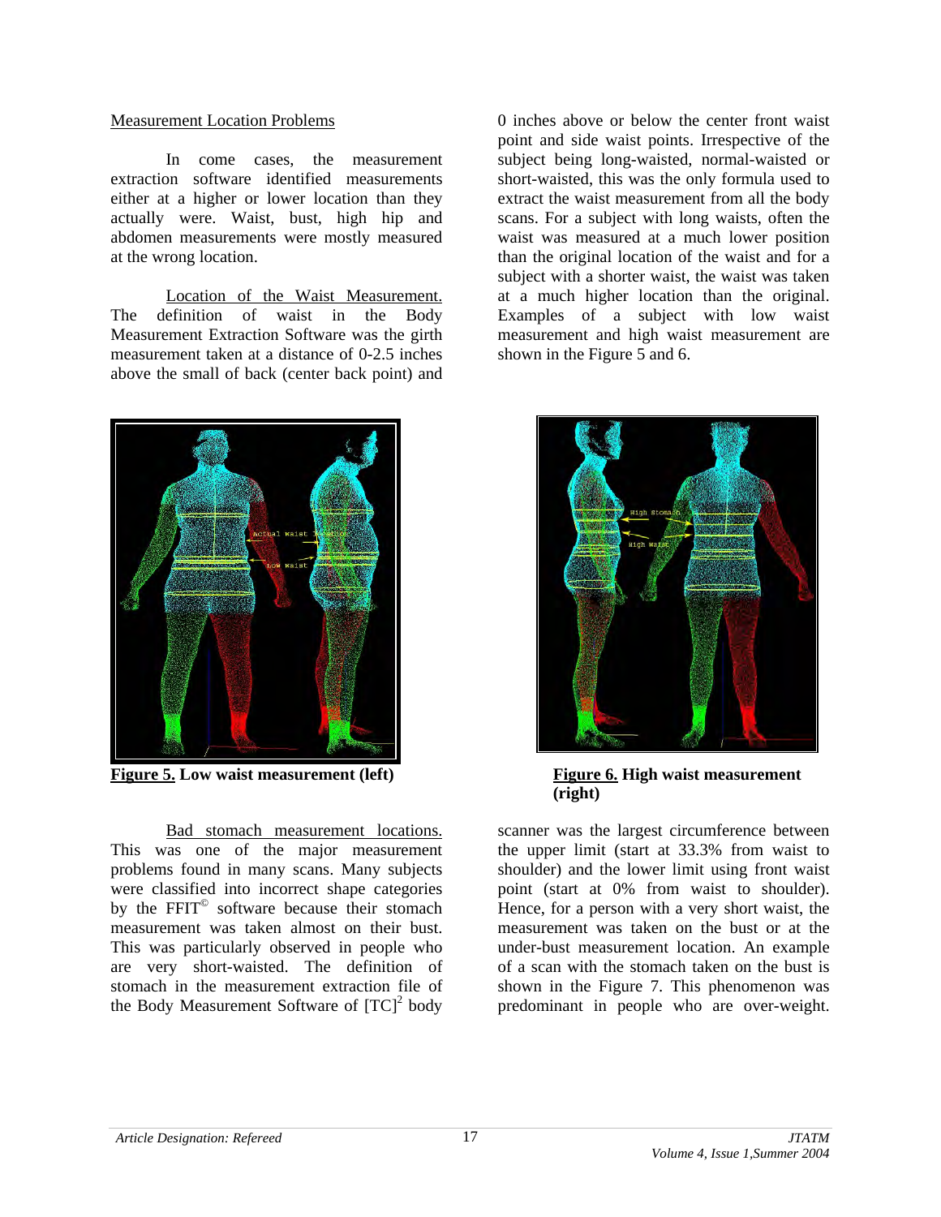Measurement Location Problems

In come cases, the measurement extraction software identified measurements either at a higher or lower location than they actually were. Waist, bust, high hip and abdomen measurements were mostly measured at the wrong location.

Location of the Waist Measurement. The definition of waist in the Body Measurement Extraction Software was the girth measurement taken at a distance of 0-2.5 inches above the small of back (center back point) and 0 inches above or below the center front waist point and side waist points. Irrespective of the subject being long-waisted, normal-waisted or short-waisted, this was the only formula used to extract the waist measurement from all the body scans. For a subject with long waists, often the waist was measured at a much lower position than the original location of the waist and for a subject with a shorter waist, the waist was taken at a much higher location than the original. Examples of a subject with low waist measurement and high waist measurement are shown in the Figure 5 and 6.

**Figure 5. Low waist measurement (left)**

**Figure 6. High waist measurement (right)**

Bad stomach measurement locations. This was one of the major measurement problems found in many scans. Many subjects were classified into incorrect shape categories by the FFIT© software because their stomach measurement was taken almost on their bust. This was particularly observed in people who are very short-waisted. The definition of stomach in the measurement extraction file of the Body Measurement Software of $[TC]^2$ body scanner was the largest circumference between the upper limit (start at 33.3% from waist to shoulder) and the lower limit using front waist point (start at 0% from waist to shoulder). Hence, for a person with a very short waist, the measurement was taken on the bust or at the under-bust measurement location. An example of a scan with the stomach taken on the bust is shown in the Figure 7. This phenomenon was predominant in people who are over-weight.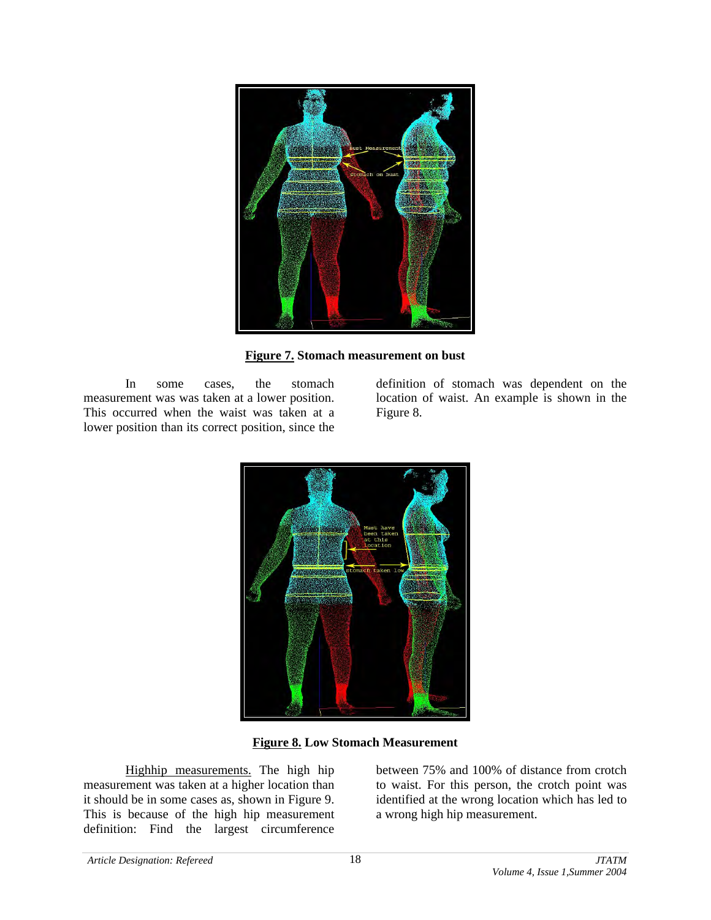**Figure 7.** **Stomach measurement on bust**

In some cases, the stomach measurement was was taken at a lower position. This occurred when the waist was taken at a lower position than its correct position, since the definition of stomach was dependent on the location of waist. An example is shown in the Figure 8.

**Figure 8.** **Low Stomach Measurement**

Highhip measurements. The high hip measurement was taken at a higher location than it should be in some cases as, shown in Figure 9. This is because of the high hip measurement definition: Find the largest circumference between 75% and 100% of distance from crotch to waist. For this person, the crotch point was identified at the wrong location which has led to a wrong high hip measurement.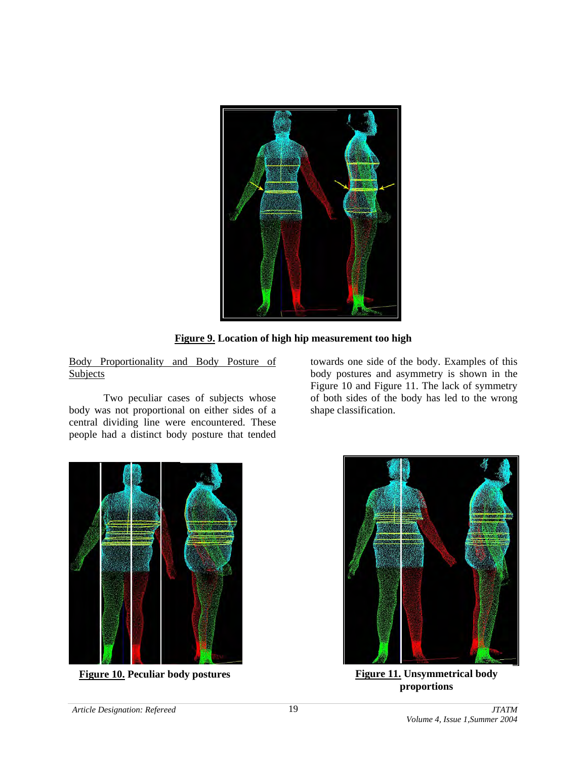**Figure 9. Location of high hip measurement too high**

Body Proportionality and Body Posture of Subjects

Two peculiar cases of subjects whose body was not proportional on either sides of a central dividing line were encountered. These people had a distinct body posture that tended towards one side of the body. Examples of this body postures and asymmetry is shown in the Figure 10 and Figure 11. The lack of symmetry of both sides of the body has led to the wrong shape classification.

**Figure 10. Peculiar body postures**

**Figure 11. Unsymmetrical body proportions**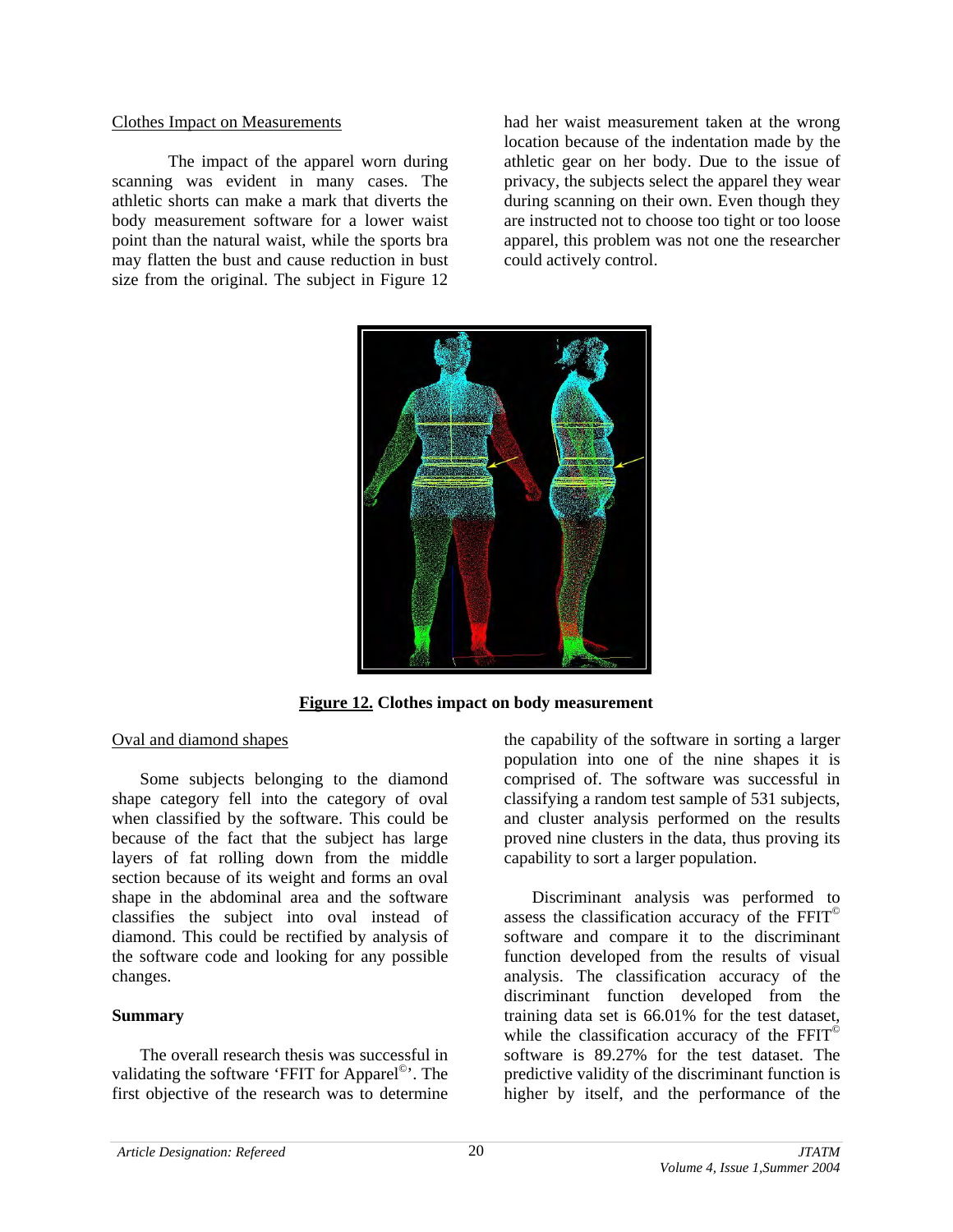Clothes Impact on Measurements

The impact of the apparel worn during scanning was evident in many cases. The athletic shorts can make a mark that diverts the body measurement software for a lower waist point than the natural waist, while the sports bra may flatten the bust and cause reduction in bust size from the original. The subject in Figure 12 had her waist measurement taken at the wrong location because of the indentation made by the athletic gear on her body. Due to the issue of privacy, the subjects select the apparel they wear during scanning on their own. Even though they are instructed not to choose too tight or too loose apparel, this problem was not one the researcher could actively control.

**Figure 12. Clothes impact on body measurement**

Oval and diamond shapes

Some subjects belonging to the diamond shape category fell into the category of oval when classified by the software. This could be because of the fact that the subject has large layers of fat rolling down from the middle section because of its weight and forms an oval shape in the abdominal area and the software classifies the subject into oval instead of diamond. This could be rectified by analysis of the software code and looking for any possible changes.

**Summary**

The overall research thesis was successful in validating the software 'FFIT for Apparel©'. The first objective of the research was to determine the capability of the software in sorting a larger population into one of the nine shapes it is comprised of. The software was successful in classifying a random test sample of 531 subjects, and cluster analysis performed on the results proved nine clusters in the data, thus proving its capability to sort a larger population.

Discriminant analysis was performed to assess the classification accuracy of the FFIT© software and compare it to the discriminant function developed from the results of visual analysis. The classification accuracy of the discriminant function developed from the training data set is 66.01% for the test dataset, while the classification accuracy of the FFIT© software is 89.27% for the test dataset. The predictive validity of the discriminant function is higher by itself, and the performance of the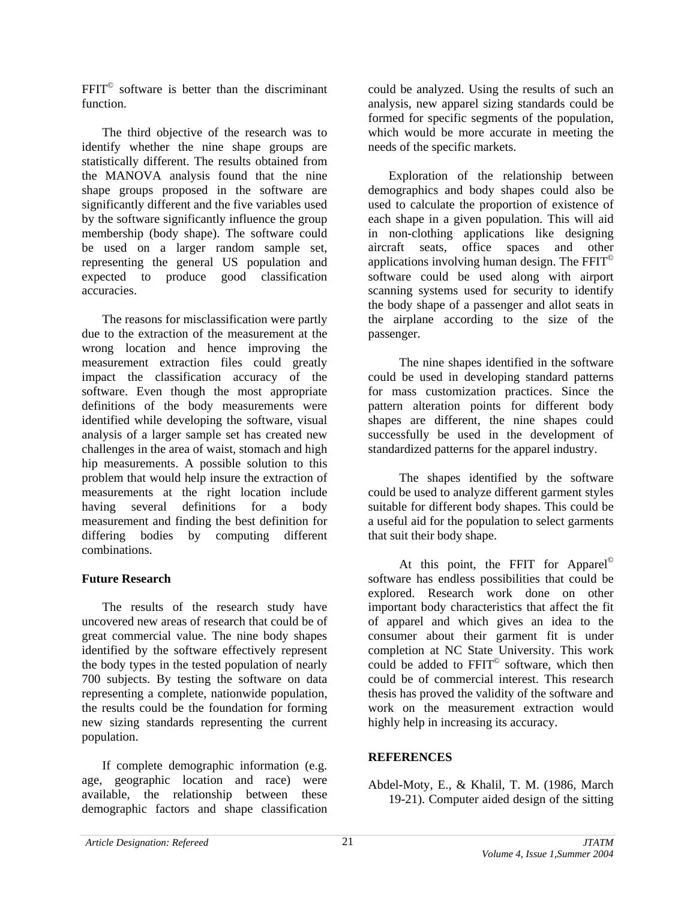FFIT© software is better than the discriminant function.

The third objective of the research was to identify whether the nine shape groups are statistically different. The results obtained from the MANOVA analysis found that the nine shape groups proposed in the software are significantly different and the five variables used by the software significantly influence the group membership (body shape). The software could be used on a larger random sample set, representing the general US population and expected to produce good classification accuracies.

The reasons for misclassification were partly due to the extraction of the measurement at the wrong location and hence improving the measurement extraction files could greatly impact the classification accuracy of the software. Even though the most appropriate definitions of the body measurements were identified while developing the software, visual analysis of a larger sample set has created new challenges in the area of waist, stomach and high hip measurements. A possible solution to this problem that would help insure the extraction of measurements at the right location include having several definitions for a body measurement and finding the best definition for differing bodies by computing different combinations.

**Future Research**

The results of the research study have uncovered new areas of research that could be of great commercial value. The nine body shapes identified by the software effectively represent the body types in the tested population of nearly 700 subjects. By testing the software on data representing a complete, nationwide population, the results could be the foundation for forming new sizing standards representing the current population.

If complete demographic information (e.g. age, geographic location and race) were available, the relationship between these demographic factors and shape classification could be analyzed. Using the results of such an analysis, new apparel sizing standards could be formed for specific segments of the population, which would be more accurate in meeting the needs of the specific markets.

Exploration of the relationship between demographics and body shapes could also be used to calculate the proportion of existence of each shape in a given population. This will aid in non-clothing applications like designing aircraft seats, office spaces and other applications involving human design. The FFIT© software could be used along with airport scanning systems used for security to identify the body shape of a passenger and allot seats in the airplane according to the size of the passenger.

The nine shapes identified in the software could be used in developing standard patterns for mass customization practices. Since the pattern alteration points for different body shapes are different, the nine shapes could successfully be used in the development of standardized patterns for the apparel industry.

The shapes identified by the software could be used to analyze different garment styles suitable for different body shapes. This could be a useful aid for the population to select garments that suit their body shape.

At this point, the FFIT for Apparel© software has endless possibilities that could be explored. Research work done on other important body characteristics that affect the fit of apparel and which gives an idea to the consumer about their garment fit is under completion at NC State University. This work could be added to FFIT© software, which then could be of commercial interest. This research thesis has proved the validity of the software and work on the measurement extraction would highly help in increasing its accuracy.

**REFERENCES**

Abdel-Moty, E., & Khalil, T. M. (1986, March 19-21). Computer aided design of the sitting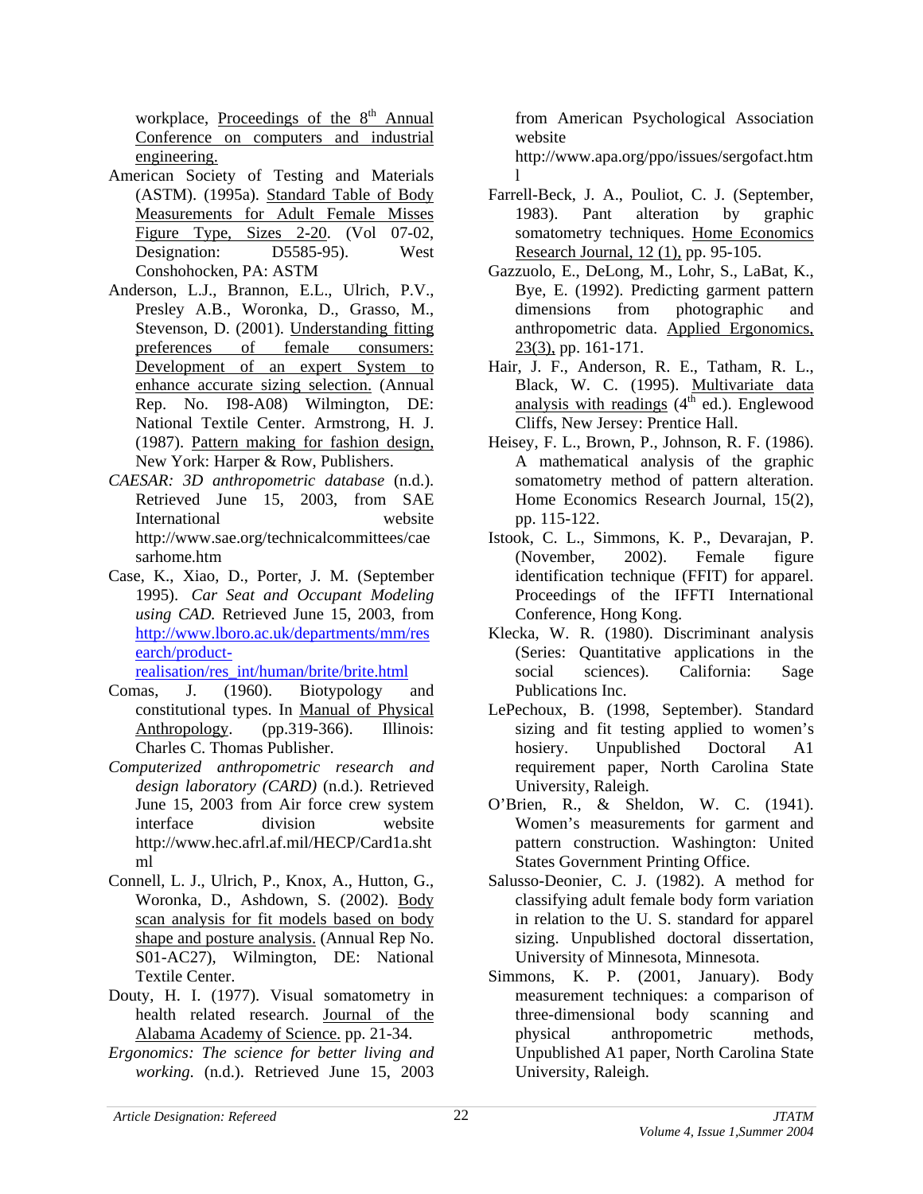workplace, Proceedings of the 8th Annual Conference on computers and industrial engineering.

American Society of Testing and Materials (ASTM). (1995a). Standard Table of Body Measurements for Adult Female Misses Figure Type, Sizes 2-20. (Vol 07-02, Designation: D5585-95). West Conshohocken, PA: ASTM

Anderson, L.J., Brannon, E.L., Ulrich, P.V., Presley A.B., Woronka, D., Grasso, M., Stevenson, D. (2001). Understanding fitting preferences of female consumers: Development of an expert System to enhance accurate sizing selection. (Annual Rep. No. I98-A08) Wilmington, DE: National Textile Center. Armstrong, H. J. (1987). Pattern making for fashion design, New York: Harper & Row, Publishers.

*CAESAR: 3D anthropometric database* (n.d.). Retrieved June 15, 2003, from SAE International website http://www.sae.org/technicalcommittees/caesarhome.htm

Case, K., Xiao, D., Porter, J. M. (September 1995). *Car Seat and Occupant Modeling using CAD.* Retrieved June 15, 2003, from http://www.lboro.ac.uk/departments/mm/research/product-realisation/res_int/human/brite/brite.html

Comas, J. (1960). Biotypology and constitutional types. In Manual of Physical Anthropology. (pp.319-366). Illinois: Charles C. Thomas Publisher.

*Computerized anthropometric research and design laboratory (CARD)* (n.d.). Retrieved June 15, 2003 from Air force crew system interface division website http://www.hec.afrl.af.mil/HECP/Card1a.shtml

Connell, L. J., Ulrich, P., Knox, A., Hutton, G., Woronka, D., Ashdown, S. (2002). Body scan analysis for fit models based on body shape and posture analysis. (Annual Rep No. S01-AC27), Wilmington, DE: National Textile Center.

Douty, H. I. (1977). Visual somatometry in health related research. Journal of the Alabama Academy of Science. pp. 21-34.

*Ergonomics: The science for better living and working*. (n.d.). Retrieved June 15, 2003 from American Psychological Association website http://www.apa.org/ppo/issues/sergofact.html

Farrell-Beck, J. A., Pouliot, C. J. (September, 1983). Pant alteration by graphic somatometry techniques. Home Economics Research Journal, 12 (1), pp. 95-105.

Gazzuolo, E., DeLong, M., Lohr, S., LaBat, K., Bye, E. (1992). Predicting garment pattern dimensions from photographic and anthropometric data. Applied Ergonomics, 23(3), pp. 161-171.

Hair, J. F., Anderson, R. E., Tatham, R. L., Black, W. C. (1995). Multivariate data analysis with readings (4th ed.). Englewood Cliffs, New Jersey: Prentice Hall.

Heisey, F. L., Brown, P., Johnson, R. F. (1986). A mathematical analysis of the graphic somatometry method of pattern alteration. Home Economics Research Journal, 15(2), pp. 115-122.

Istook, C. L., Simmons, K. P., Devarajan, P. (November, 2002). Female figure identification technique (FFIT) for apparel. Proceedings of the IFFTI International Conference, Hong Kong.

Klecka, W. R. (1980). Discriminant analysis (Series: Quantitative applications in the social sciences). California: Sage Publications Inc.

LePechoux, B. (1998, September). Standard sizing and fit testing applied to women's hosiery. Unpublished Doctoral A1 requirement paper, North Carolina State University, Raleigh.

O'Brien, R., & Sheldon, W. C. (1941). Women's measurements for garment and pattern construction. Washington: United States Government Printing Office.

Salusso-Deonier, C. J. (1982). A method for classifying adult female body form variation in relation to the U. S. standard for apparel sizing. Unpublished doctoral dissertation, University of Minnesota, Minnesota.

Simmons, K. P. (2001, January). Body measurement techniques: a comparison of three-dimensional body scanning and physical anthropometric methods, Unpublished A1 paper, North Carolina State University, Raleigh.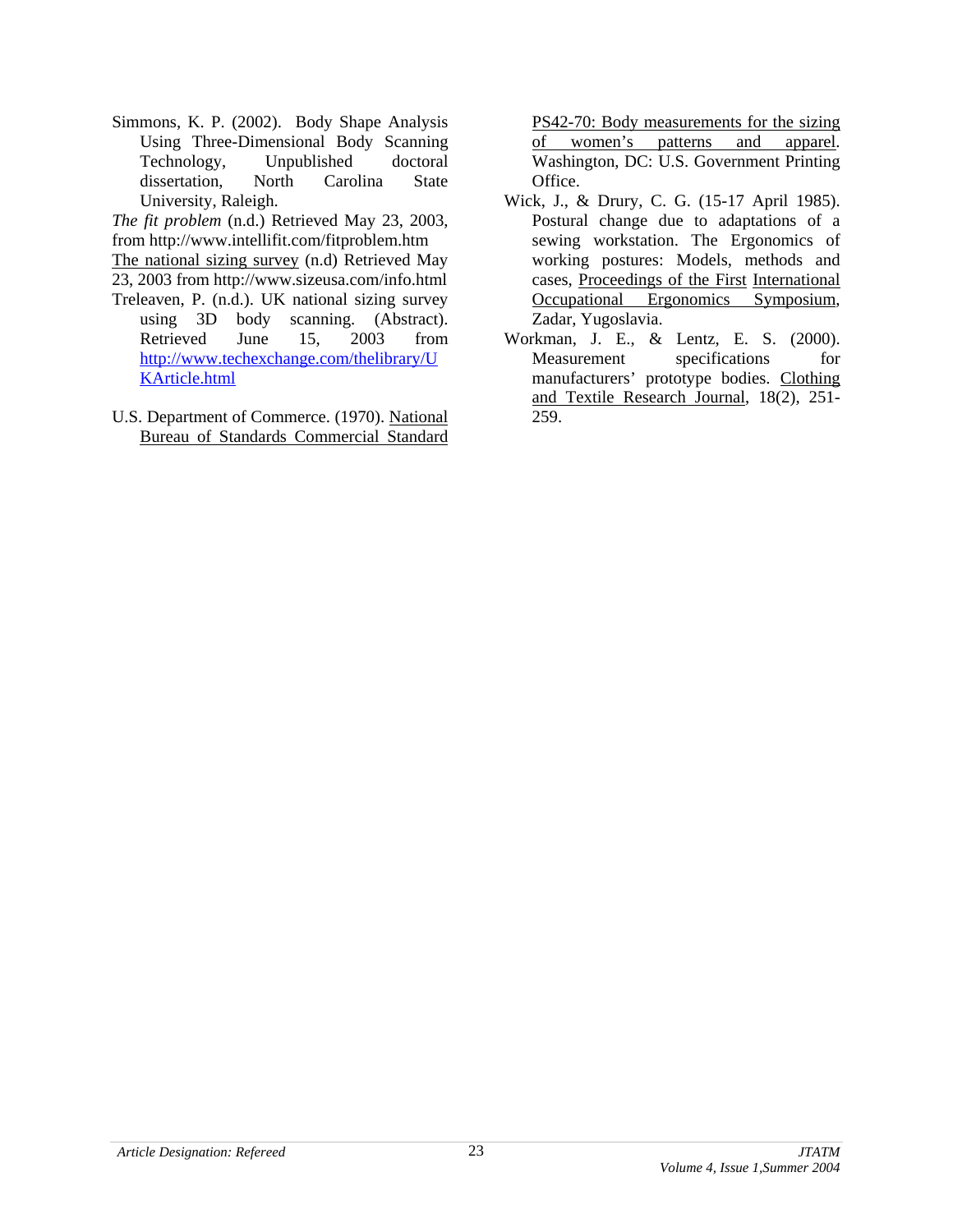Simmons, K. P. (2002). Body Shape Analysis Using Three-Dimensional Body Scanning Technology, Unpublished doctoral dissertation, North Carolina State University, Raleigh.

*The fit problem* (n.d.) Retrieved May 23, 2003, from http://www.intellifit.com/fitproblem.htm

The national sizing survey (n.d) Retrieved May 23, 2003 from http://www.sizeusa.com/info.html

Treleaven, P. (n.d.). UK national sizing survey using 3D body scanning. (Abstract). Retrieved June 15, 2003 from http://www.techexchange.com/thelibrary/UKArticle.html

U.S. Department of Commerce. (1970). National Bureau of Standards Commercial Standard PS42-70: Body measurements for the sizing of women's patterns and apparel. Washington, DC: U.S. Government Printing Office.

Wick, J., & Drury, C. G. (15-17 April 1985). Postural change due to adaptations of a sewing workstation. The Ergonomics of working postures: Models, methods and cases, Proceedings of the First International Occupational Ergonomics Symposium, Zadar, Yugoslavia.

Workman, J. E., & Lentz, E. S. (2000). Measurement specifications for manufacturers' prototype bodies. Clothing and Textile Research Journal, 18(2), 251-259.